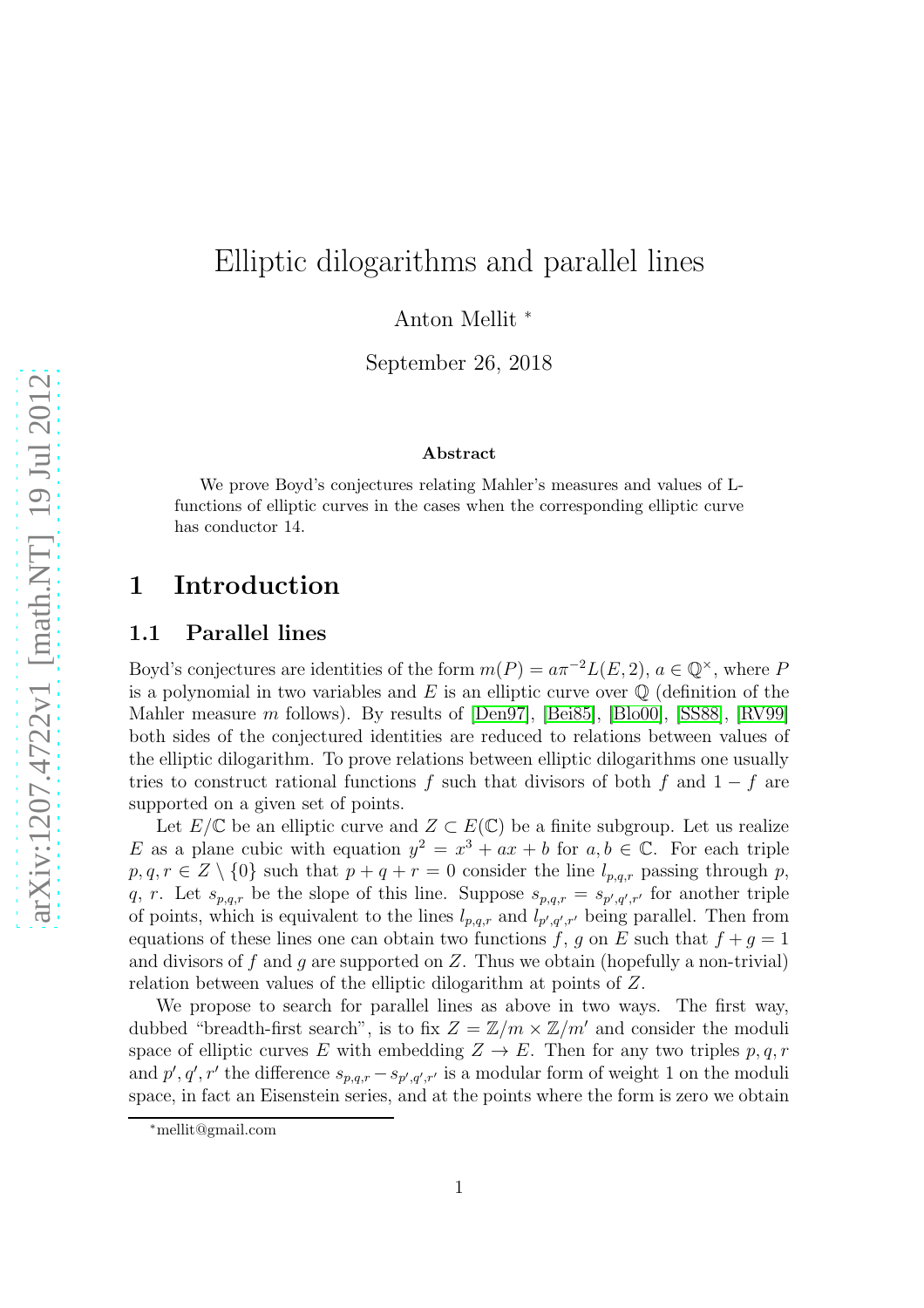// Elliptic dilogarithms and parallel lines

Anton Mellit [*]

September 26, 2018

**Abstract**

We prove Boyd's conjectures relating Mahler's measures and values of L-functions of elliptic curves in the cases when the corresponding elliptic curve has conductor 14.

# 1 Introduction

## 1.1 Parallel lines

Boyd's conjectures are identities of the form $m(P) = a\pi^{-2}L(E, 2)$, $a \in \mathbb{Q}^{\times}$, where $P$ is a polynomial in two variables and $E$ is an elliptic curve over $\mathbb{Q}$ (definition of the Mahler measure $m$ follows). By results of [Den97], [Bei85], [Blo00], [SS88], [RV99] both sides of the conjectured identities are reduced to relations between values of the elliptic dilogarithm. To prove relations between elliptic dilogarithms one usually tries to construct rational functions $f$ such that divisors of both $f$ and $1 - f$ are supported on a given set of points.

Let $E/\mathbb{C}$ be an elliptic curve and $Z \subset E(\mathbb{C})$ be a finite subgroup. Let us realize $E$ as a plane cubic with equation $y^2 = x^3 + ax + b$ for $a, b \in \mathbb{C}$. For each triple $p, q, r \in Z \setminus \{0\}$ such that $p + q + r = 0$ consider the line $l_{p,q,r}$ passing through $p$, $q$, $r$. Let $s_{p,q,r}$ be the slope of this line. Suppose $s_{p,q,r} = s_{p',q',r'}$ for another triple of points, which is equivalent to the lines $l_{p,q,r}$ and $l_{p',q',r'}$ being parallel. Then from equations of these lines one can obtain two functions $f$, $g$ on $E$ such that $f + g = 1$ and divisors of $f$ and $g$ are supported on $Z$. Thus we obtain (hopefully a non-trivial) relation between values of the elliptic dilogarithm at points of $Z$.

We propose to search for parallel lines as above in two ways. The first way, dubbed "breadth-first search", is to fix $Z = \mathbb{Z}/m \times \mathbb{Z}/m'$ and consider the moduli space of elliptic curves $E$ with embedding $Z \to E$. Then for any two triples $p, q, r$ and $p', q', r'$ the difference $s_{p,q,r} - s_{p',q',r'}$ is a modular form of weight 1 on the moduli space, in fact an Eisenstein series, and at the points where the form is zero we obtain

[*] mellit@gmail.com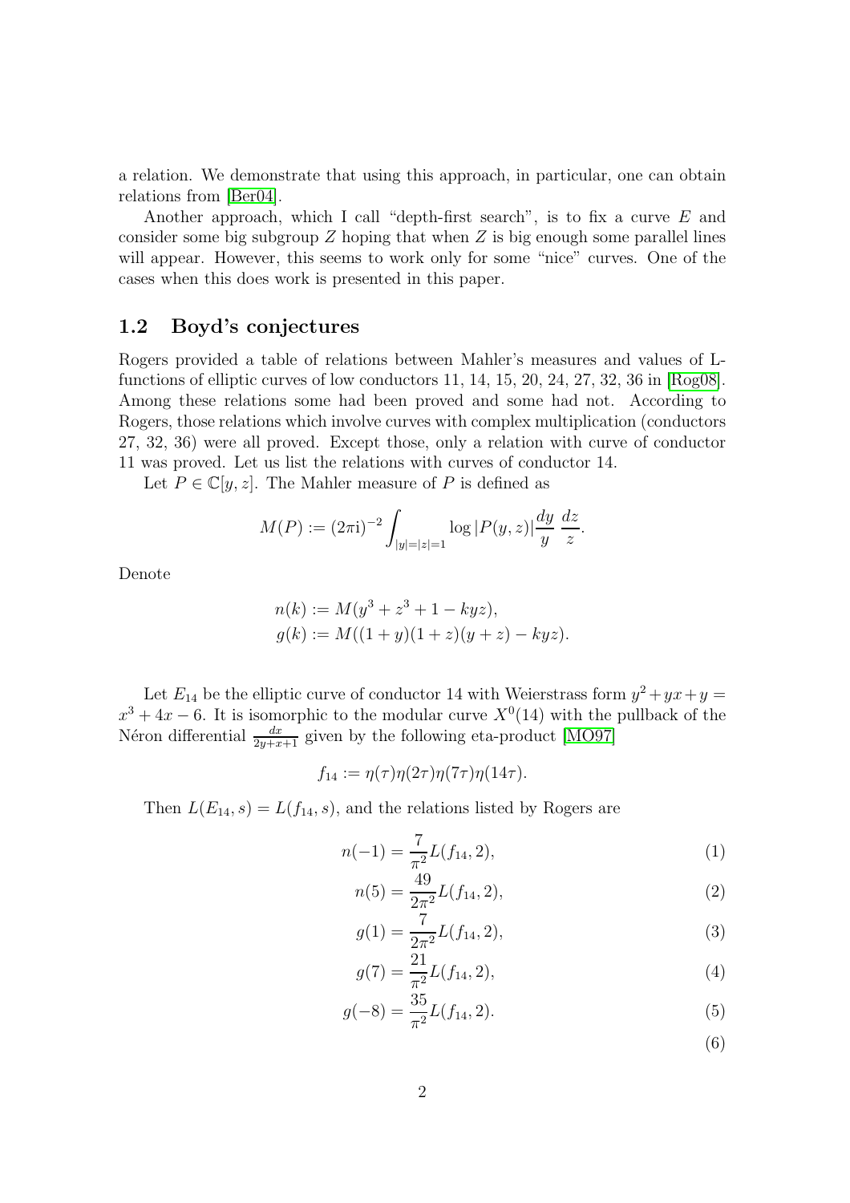a relation. We demonstrate that using this approach, in particular, one can obtain relations from [Ber04].

Another approach, which I call "depth-first search", is to fix a curve $E$ and consider some big subgroup $Z$ hoping that when $Z$ is big enough some parallel lines will appear. However, this seems to work only for some "nice" curves. One of the cases when this does work is presented in this paper.

## 1.2 Boyd's conjectures

Rogers provided a table of relations between Mahler's measures and values of L-functions of elliptic curves of low conductors 11, 14, 15, 20, 24, 27, 32, 36 in [Rog08]. Among these relations some had been proved and some had not. According to Rogers, those relations which involve curves with complex multiplication (conductors 27, 32, 36) were all proved. Except those, only a relation with curve of conductor 11 was proved. Let us list the relations with curves of conductor 14.

Let $P \in \mathbb{C}[y, z]$. The Mahler measure of $P$ is defined as

$$M(P) := (2\pi \mathrm{i})^{-2} \int_{|y|=|z|=1} \log |P(y,z)| \frac{dy}{y} \, \frac{dz}{z}.$$

Denote

$$\begin{aligned} n(k) &:= M(y^3 + z^3 + 1 - kyz), \\ g(k) &:= M((1+y)(1+z)(y+z) - kyz). \end{aligned}$$

Let $E_{14}$ be the elliptic curve of conductor 14 with Weierstrass form $y^2 + yx + y = x^3 + 4x - 6$. It is isomorphic to the modular curve $X^0(14)$ with the pullback of the Néron differential $\frac{dx}{2y+x+1}$ given by the following eta-product [MO97]

$$f_{14} := \eta(\tau)\eta(2\tau)\eta(7\tau)\eta(14\tau).$$

Then $L(E_{14}, s) = L(f_{14}, s)$, and the relations listed by Rogers are

$$n(-1) = \frac{7}{\pi^2} L(f_{14}, 2), \tag{1}$$

$$n(5) = \frac{49}{2\pi^2} L(f_{14}, 2), \tag{2}$$

$$g(1) = \frac{7}{2\pi^2} L(f_{14}, 2), \tag{3}$$

$$g(7) = \frac{21}{\pi^2} L(f_{14}, 2), \tag{4}$$

$$g(-8) = \frac{35}{\pi^2} L(f_{14}, 2). \tag{5}$$

$$\tag{6}$$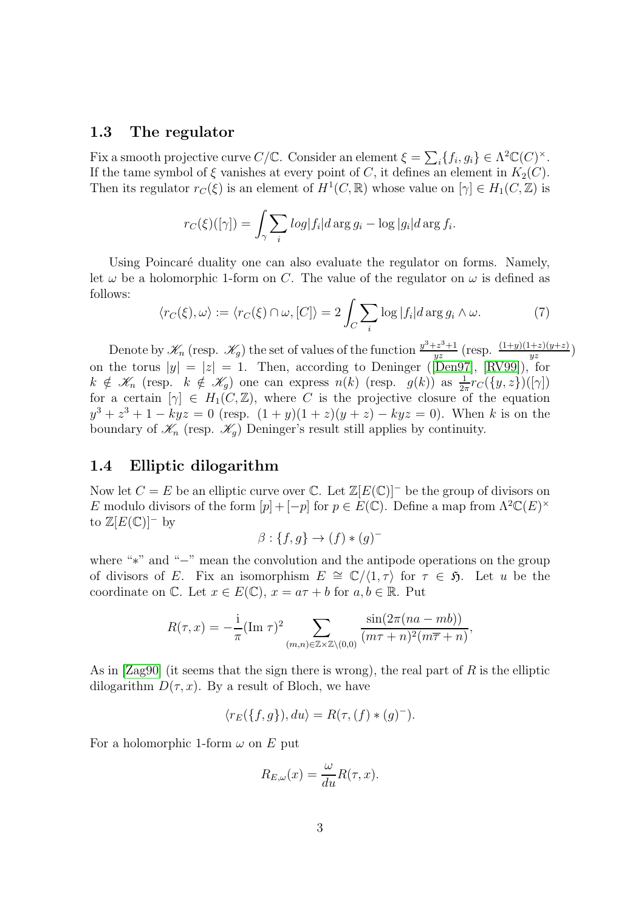### 1.3 The regulator

Fix a smooth projective curve $C/\mathbb{C}$. Consider an element $\xi = \sum_i \{f_i, g_i\} \in \Lambda^2\mathbb{C}(C)^\times$. If the tame symbol of $\xi$ vanishes at every point of $C$, it defines an element in $K_2(C)$. Then its regulator $r_C(\xi)$ is an element of $H^1(C, \mathbb{R})$ whose value on $[\gamma] \in H_1(C, \mathbb{Z})$ is

$$r_C(\xi)([\gamma]) = \int_\gamma \sum_i log|f_i| d \arg g_i - \log|g_i| d \arg f_i.$$

Using Poincaré duality one can also evaluate the regulator on forms. Namely, let $\omega$ be a holomorphic 1-form on $C$. The value of the regulator on $\omega$ is defined as follows:

$$\langle r_C(\xi), \omega \rangle := \langle r_C(\xi) \cap \omega, [C] \rangle = 2 \int_C \sum_i \log|f_i| d \arg g_i \wedge \omega. \tag{7}$$

Denote by $\mathscr{K}_n$ (resp. $\mathscr{K}_g$) the set of values of the function $\frac{y^3+z^3+1}{yz}$ (resp. $\frac{(1+y)(1+z)(y+z)}{yz}$) on the torus $|y| = |z| = 1$. Then, according to Deninger ([Den97], [RV99]), for $k \notin \mathscr{K}_n$ (resp. $k \notin \mathscr{K}_g$) one can express $n(k)$ (resp. $g(k)$) as $\frac{1}{2\pi} r_C(\{y, z\})([\gamma])$ for a certain $[\gamma] \in H_1(C, \mathbb{Z})$, where $C$ is the projective closure of the equation $y^3 + z^3 + 1 - kyz = 0$ (resp. $(1+y)(1+z)(y+z) - kyz = 0$). When $k$ is on the boundary of $\mathscr{K}_n$ (resp. $\mathscr{K}_g$) Deninger's result still applies by continuity.

### 1.4 Elliptic dilogarithm

Now let $C = E$ be an elliptic curve over $\mathbb{C}$. Let $\mathbb{Z}[E(\mathbb{C})]^-$ be the group of divisors on $E$ modulo divisors of the form $[p] + [-p]$ for $p \in E(\mathbb{C})$. Define a map from $\Lambda^2\mathbb{C}(E)^\times$ to $\mathbb{Z}[E(\mathbb{C})]^-$ by

$$\beta : \{f, g\} \to (f) * (g)^-$$

where "$*$" and "$-$" mean the convolution and the antipode operations on the group of divisors of $E$. Fix an isomorphism $E \cong \mathbb{C}/\langle 1, \tau \rangle$ for $\tau \in \mathfrak{H}$. Let $u$ be the coordinate on $\mathbb{C}$. Let $x \in E(\mathbb{C})$, $x = a\tau + b$ for $a, b \in \mathbb{R}$. Put

$$R(\tau, x) = -\frac{\mathrm{i}}{\pi} (\mathrm{Im}\, \tau)^2 \sum_{(m,n) \in \mathbb{Z} \times \mathbb{Z} \setminus (0,0)} \frac{\sin(2\pi(na - mb))}{(m\tau + n)^2 (m\overline{\tau} + n)},$$

As in [Zag90] (it seems that the sign there is wrong), the real part of $R$ is the elliptic dilogarithm $D(\tau, x)$. By a result of Bloch, we have

$$\langle r_E(\{f, g\}), du \rangle = R(\tau, (f) * (g)^-).$$

For a holomorphic 1-form $\omega$ on $E$ put

$$R_{E,\omega}(x) = \frac{\omega}{du} R(\tau, x).$$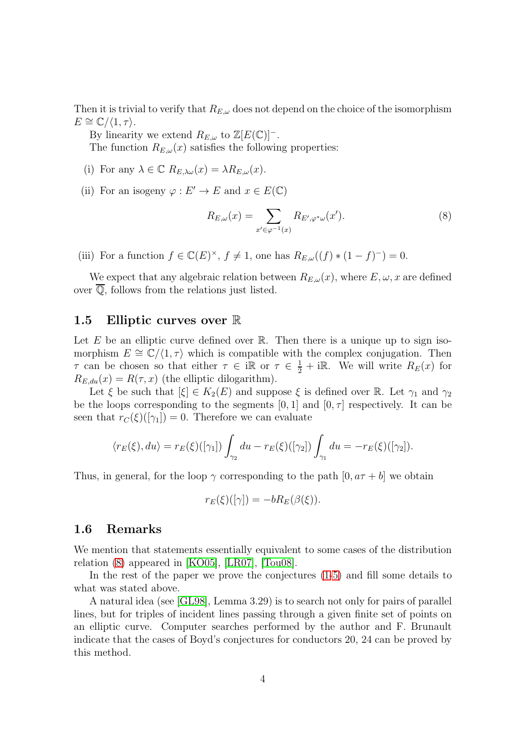Then it is trivial to verify that $R_{E,\omega}$ does not depend on the choice of the isomorphism $E \cong \mathbb{C}/\langle 1, \tau \rangle$.

By linearity we extend $R_{E,\omega}$ to $\mathbb{Z}[E(\mathbb{C})]^-$.

The function $R_{E,\omega}(x)$ satisfies the following properties:

(i) For any $\lambda \in \mathbb{C}$ $R_{E,\lambda\omega}(x) = \lambda R_{E,\omega}(x)$.

(ii) For an isogeny $\varphi : E' \to E$ and $x \in E(\mathbb{C})$

$$R_{E,\omega}(x) = \sum_{x' \in \varphi^{-1}(x)} R_{E',\varphi^*\omega}(x'). \tag{8}$$

(iii) For a function $f \in \mathbb{C}(E)^\times$, $f \neq 1$, one has $R_{E,\omega}((f) * (1-f)^-) = 0$.

We expect that any algebraic relation between $R_{E,\omega}(x)$, where $E, \omega, x$ are defined over $\overline{\mathbb{Q}}$, follows from the relations just listed.

## 1.5 Elliptic curves over $\mathbb{R}$

Let $E$ be an elliptic curve defined over $\mathbb{R}$. Then there is a unique up to sign isomorphism $E \cong \mathbb{C}/\langle 1, \tau \rangle$ which is compatible with the complex conjugation. Then $\tau$ can be chosen so that either $\tau \in \mathrm{i}\mathbb{R}$ or $\tau \in \frac{1}{2} + \mathrm{i}\mathbb{R}$. We will write $R_E(x)$ for $R_{E,du}(x) = R(\tau, x)$ (the elliptic dilogarithm).

Let $\xi$ be such that $[\xi] \in K_2(E)$ and suppose $\xi$ is defined over $\mathbb{R}$. Let $\gamma_1$ and $\gamma_2$ be the loops corresponding to the segments $[0, 1]$ and $[0, \tau]$ respectively. It can be seen that $r_C(\xi)([\gamma_1]) = 0$. Therefore we can evaluate

$$\langle r_E(\xi), du \rangle = r_E(\xi)([\gamma_1]) \int_{\gamma_2} du - r_E(\xi)([\gamma_2]) \int_{\gamma_1} du = -r_E(\xi)([\gamma_2]).$$

Thus, in general, for the loop $\gamma$ corresponding to the path $[0, a\tau + b]$ we obtain

$$r_E(\xi)([\gamma]) = -bR_E(\beta(\xi)).$$

## 1.6 Remarks

We mention that statements essentially equivalent to some cases of the distribution relation (8) appeared in [KO05], [LR07], [Tou08].

In the rest of the paper we prove the conjectures (1-5) and fill some details to what was stated above.

A natural idea (see [GL98], Lemma 3.29) is to search not only for pairs of parallel lines, but for triples of incident lines passing through a given finite set of points on an elliptic curve. Computer searches performed by the author and F. Brunault indicate that the cases of Boyd's conjectures for conductors 20, 24 can be proved by this method.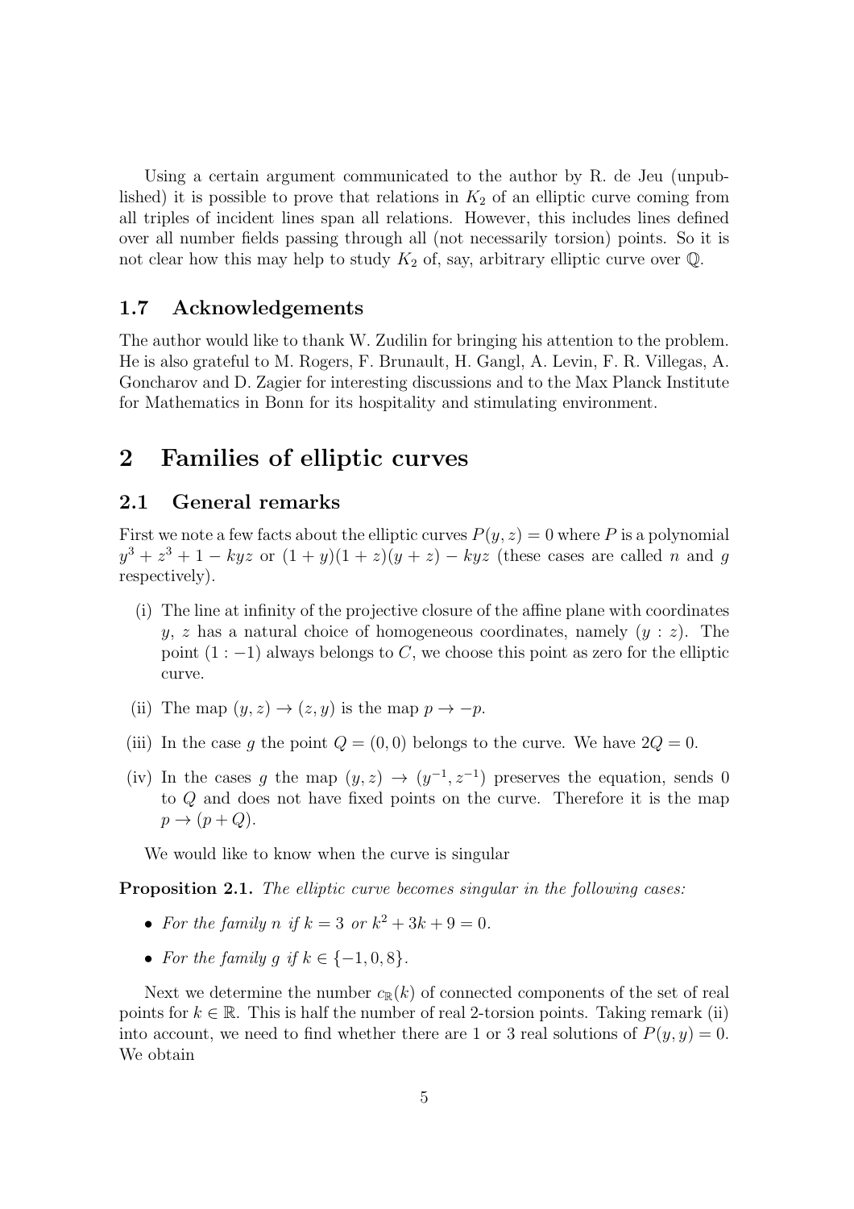Using a certain argument communicated to the author by R. de Jeu (unpublished) it is possible to prove that relations in $K_2$ of an elliptic curve coming from all triples of incident lines span all relations. However, this includes lines defined over all number fields passing through all (not necessarily torsion) points. So it is not clear how this may help to study $K_2$ of, say, arbitrary elliptic curve over $\mathbb{Q}$.

### 1.7 Acknowledgements

The author would like to thank W. Zudilin for bringing his attention to the problem. He is also grateful to M. Rogers, F. Brunault, H. Gangl, A. Levin, F. R. Villegas, A. Goncharov and D. Zagier for interesting discussions and to the Max Planck Institute for Mathematics in Bonn for its hospitality and stimulating environment.

## 2 Families of elliptic curves

### 2.1 General remarks

First we note a few facts about the elliptic curves $P(y, z) = 0$ where $P$ is a polynomial $y^3 + z^3 + 1 - kyz$ or $(1 + y)(1 + z)(y + z) - kyz$ (these cases are called $n$ and $g$ respectively).

- (i) The line at infinity of the projective closure of the affine plane with coordinates $y$, $z$ has a natural choice of homogeneous coordinates, namely $(y : z)$. The point $(1 : -1)$ always belongs to $C$, we choose this point as zero for the elliptic curve.
- (ii) The map $(y, z) \to (z, y)$ is the map $p \to -p$.
- (iii) In the case $g$ the point $Q = (0, 0)$ belongs to the curve. We have $2Q = 0$.
- (iv) In the cases $g$ the map $(y, z) \to (y^{-1}, z^{-1})$ preserves the equation, sends 0 to $Q$ and does not have fixed points on the curve. Therefore it is the map $p \to (p + Q)$.

We would like to know when the curve is singular

**Proposition 2.1.** *The elliptic curve becomes singular in the following cases:*

- *For the family $n$ if $k = 3$ or $k^2 + 3k + 9 = 0$.*
- *For the family $g$ if $k \in \{-1, 0, 8\}$.*

Next we determine the number $c_{\mathbb{R}}(k)$ of connected components of the set of real points for $k \in \mathbb{R}$. This is half the number of real 2-torsion points. Taking remark (ii) into account, we need to find whether there are 1 or 3 real solutions of $P(y, y) = 0$. We obtain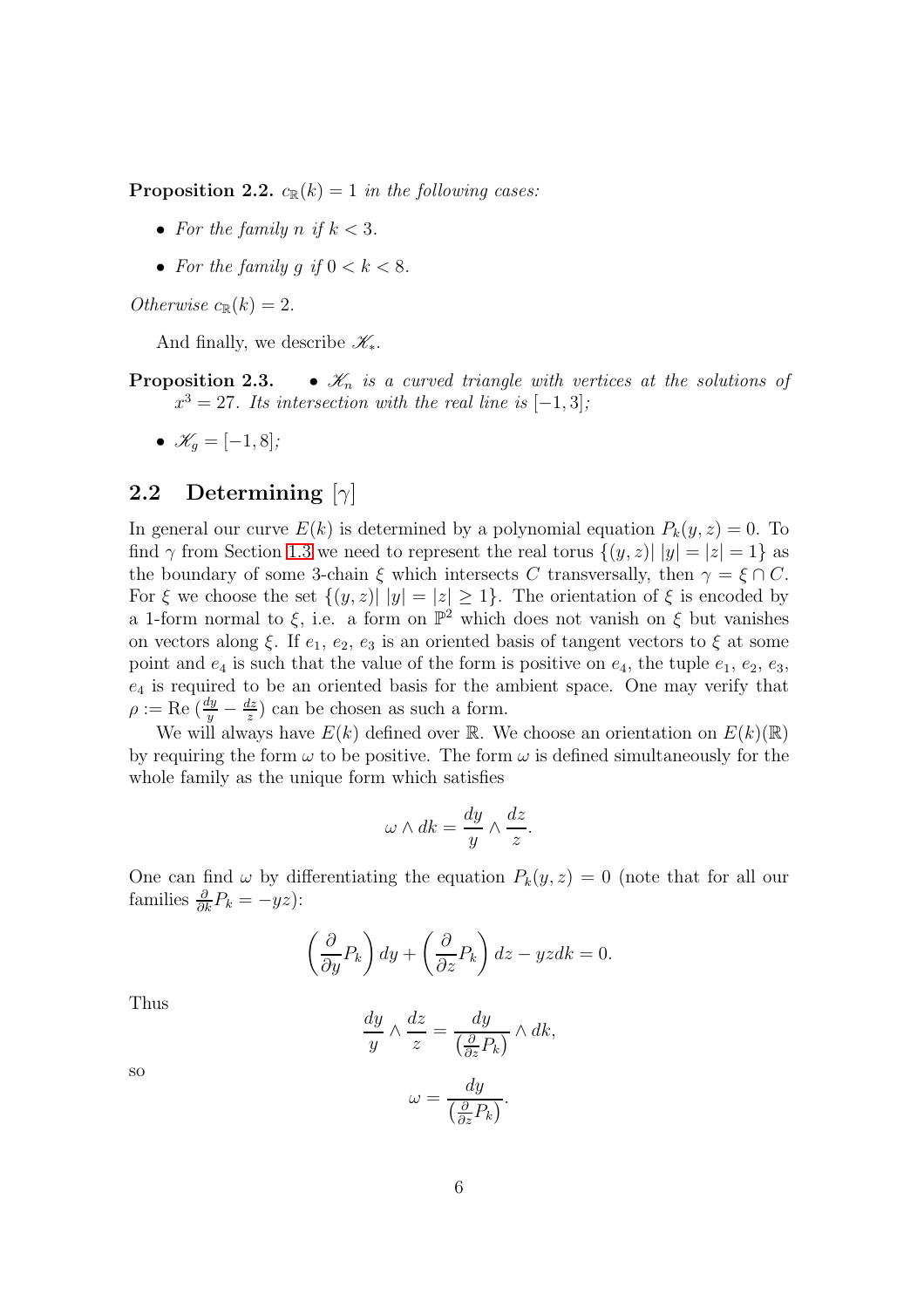**Proposition 2.2.** *$c_{\mathbb{R}}(k) = 1$ in the following cases:*

- *For the family $n$ if $k < 3$.*
- *For the family $g$ if $0 < k < 8$.*

*Otherwise $c_{\mathbb{R}}(k) = 2$.*

And finally, we describe $\mathscr{K}_*$.

**Proposition 2.3.** 

- *$\mathscr{K}_n$ is a curved triangle with vertices at the solutions of $x^3 = 27$. Its intersection with the real line is $[-1, 3]$;*
- *$\mathscr{K}_g = [-1, 8]$;*

## 2.2 Determining $[\gamma]$

In general our curve $E(k)$ is determined by a polynomial equation $P_k(y, z) = 0$. To find $\gamma$ from Section 1.3 we need to represent the real torus $\{(y, z)|\, |y| = |z| = 1\}$ as the boundary of some 3-chain $\xi$ which intersects $C$ transversally, then $\gamma = \xi \cap C$. For $\xi$ we choose the set $\{(y, z)|\, |y| = |z| \geq 1\}$. The orientation of $\xi$ is encoded by a 1-form normal to $\xi$, i.e. a form on $\mathbb{P}^2$ which does not vanish on $\xi$ but vanishes on vectors along $\xi$. If $e_1$, $e_2$, $e_3$ is an oriented basis of tangent vectors to $\xi$ at some point and $e_4$ is such that the value of the form is positive on $e_4$, the tuple $e_1$, $e_2$, $e_3$, $e_4$ is required to be an oriented basis for the ambient space. One may verify that $\rho := \mathrm{Re}\,(\frac{dy}{y} - \frac{dz}{z})$ can be chosen as such a form.

We will always have $E(k)$ defined over $\mathbb{R}$. We choose an orientation on $E(k)(\mathbb{R})$ by requiring the form $\omega$ to be positive. The form $\omega$ is defined simultaneously for the whole family as the unique form which satisfies

$$\omega \wedge dk = \frac{dy}{y} \wedge \frac{dz}{z}.$$

One can find $\omega$ by differentiating the equation $P_k(y, z) = 0$ (note that for all our families $\frac{\partial}{\partial k} P_k = -yz$):

$$\left(\frac{\partial}{\partial y} P_k\right) dy + \left(\frac{\partial}{\partial z} P_k\right) dz - yz dk = 0.$$

Thus

$$\frac{dy}{y} \wedge \frac{dz}{z} = \frac{dy}{\left(\frac{\partial}{\partial z} P_k\right)} \wedge dk,$$

so

$$\omega = \frac{dy}{\left(\frac{\partial}{\partial z} P_k\right)}.$$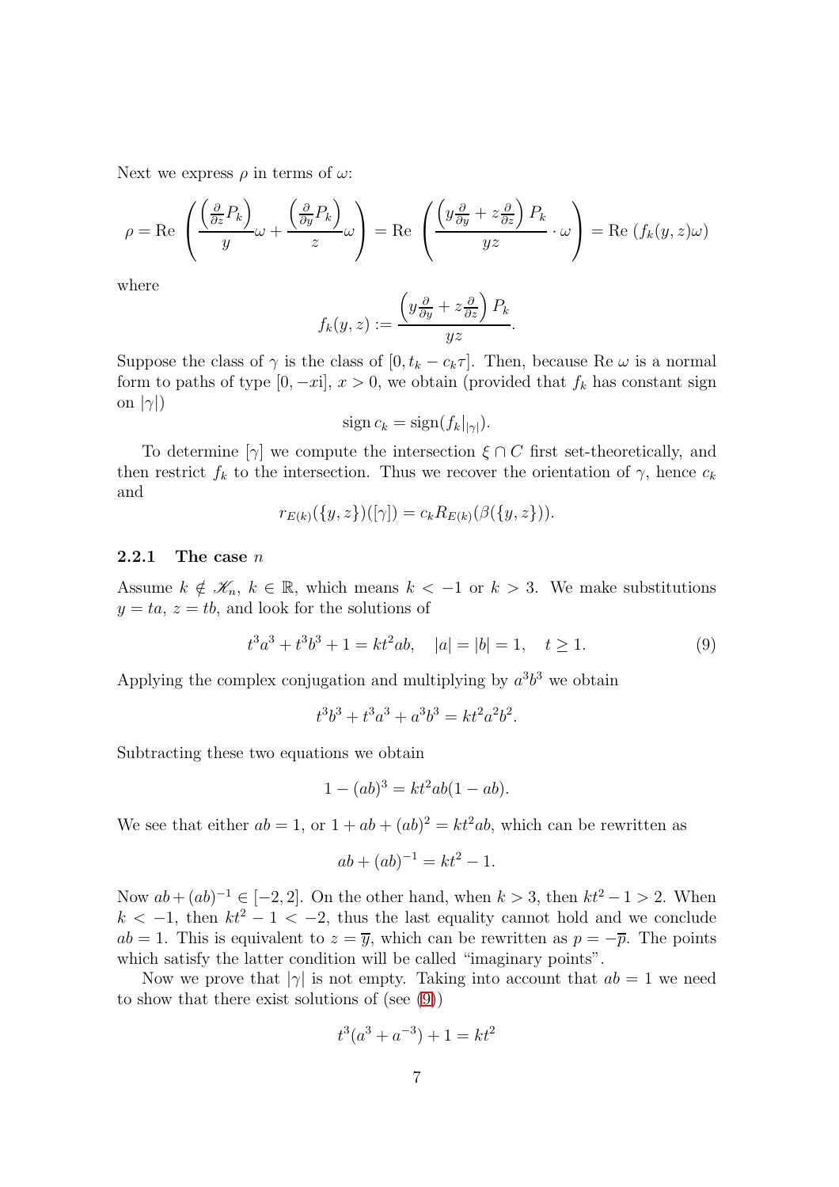Next we express $\rho$ in terms of $\omega$:

$$\rho = \text{Re}\left(\frac{\left(\frac{\partial}{\partial z}P_k\right)}{y}\omega + \frac{\left(\frac{\partial}{\partial y}P_k\right)}{z}\omega\right) = \text{Re}\left(\frac{\left(y\frac{\partial}{\partial y} + z\frac{\partial}{\partial z}\right)P_k}{yz}\cdot\omega\right) = \text{Re}\left(f_k(y,z)\omega\right)$$

where

$$f_k(y,z) := \frac{\left(y\frac{\partial}{\partial y} + z\frac{\partial}{\partial z}\right)P_k}{yz}.$$

Suppose the class of $\gamma$ is the class of $[0, t_k - c_k\tau]$. Then, because $\text{Re}\,\omega$ is a normal form to paths of type $[0, -x\text{i}]$, $x > 0$, we obtain (provided that $f_k$ has constant sign on $|\gamma|$)

$$\text{sign}\, c_k = \text{sign}(f_k|_{|\gamma|}).$$

To determine $[\gamma]$ we compute the intersection $\xi \cap C$ first set-theoretically, and then restrict $f_k$ to the intersection. Thus we recover the orientation of $\gamma$, hence $c_k$ and

$$r_{E(k)}(\{y,z\})([\gamma]) = c_k R_{E(k)}(\beta(\{y,z\})).$$

### 2.2.1 The case $n$

Assume $k \notin \mathscr{K}_n$, $k \in \mathbb{R}$, which means $k < -1$ or $k > 3$. We make substitutions $y = ta$, $z = tb$, and look for the solutions of

$$t^3a^3 + t^3b^3 + 1 = kt^2ab, \quad |a| = |b| = 1, \quad t \geq 1. \tag{9}$$

Applying the complex conjugation and multiplying by $a^3b^3$ we obtain

$$t^3b^3 + t^3a^3 + a^3b^3 = kt^2a^2b^2.$$

Subtracting these two equations we obtain

$$1 - (ab)^3 = kt^2ab(1 - ab).$$

We see that either $ab = 1$, or $1 + ab + (ab)^2 = kt^2ab$, which can be rewritten as

$$ab + (ab)^{-1} = kt^2 - 1.$$

Now $ab + (ab)^{-1} \in [-2, 2]$. On the other hand, when $k > 3$, then $kt^2 - 1 > 2$. When $k < -1$, then $kt^2 - 1 < -2$, thus the last equality cannot hold and we conclude $ab = 1$. This is equivalent to $z = \overline{y}$, which can be rewritten as $p = -\overline{p}$. The points which satisfy the latter condition will be called "imaginary points".

Now we prove that $|\gamma|$ is not empty. Taking into account that $ab = 1$ we need to show that there exist solutions of (see (9))

$$t^3(a^3 + a^{-3}) + 1 = kt^2$$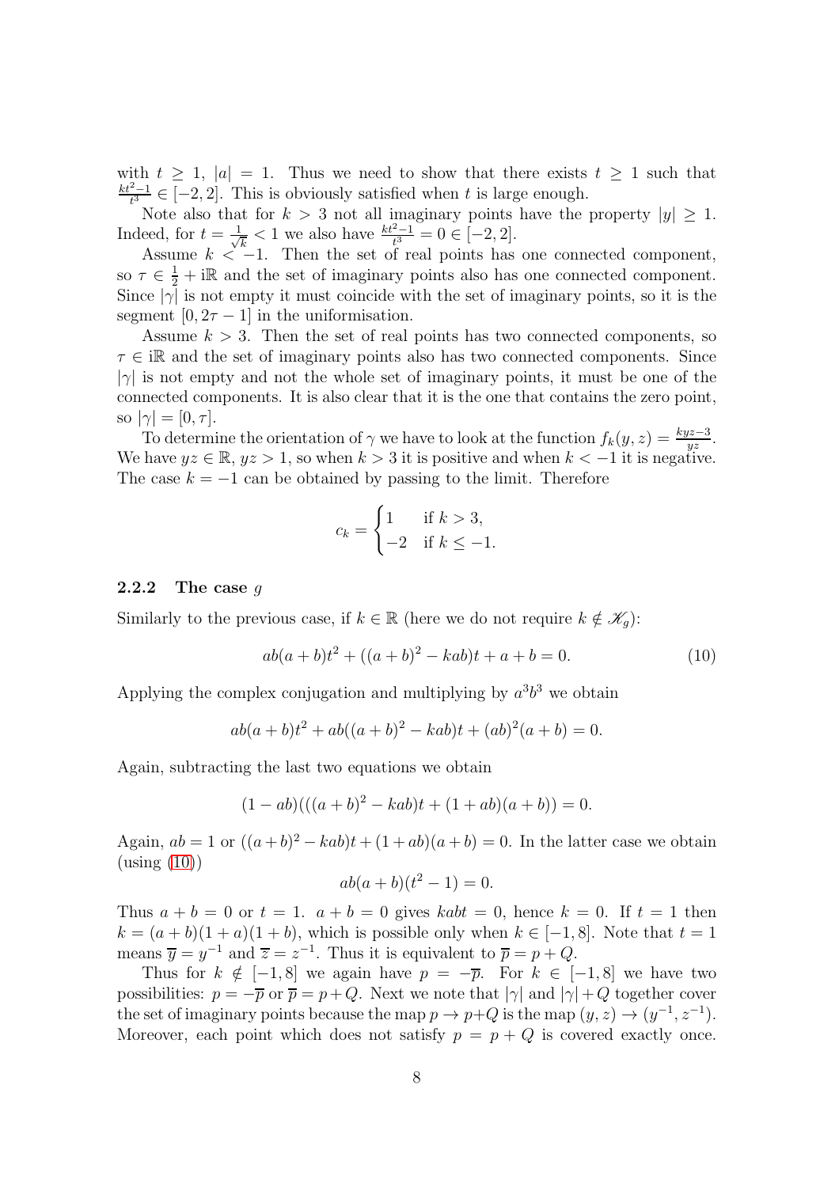with $t \geq 1$, $|a| = 1$. Thus we need to show that there exists $t \geq 1$ such that $\frac{kt^2-1}{t^3} \in [-2, 2]$. This is obviously satisfied when $t$ is large enough.

Note also that for $k > 3$ not all imaginary points have the property $|y| \geq 1$. Indeed, for $t = \frac{1}{\sqrt{k}} < 1$ we also have $\frac{kt^2-1}{t^3} = 0 \in [-2, 2]$.

Assume $k < -1$. Then the set of real points has one connected component, so $\tau \in \frac{1}{2} + \mathrm{i}\mathbb{R}$ and the set of imaginary points also has one connected component. Since $|\gamma|$ is not empty it must coincide with the set of imaginary points, so it is the segment $[0, 2\tau - 1]$ in the uniformisation.

Assume $k > 3$. Then the set of real points has two connected components, so $\tau \in \mathrm{i}\mathbb{R}$ and the set of imaginary points also has two connected components. Since $|\gamma|$ is not empty and not the whole set of imaginary points, it must be one of the connected components. It is also clear that it is the one that contains the zero point, so $|\gamma| = [0, \tau]$.

To determine the orientation of $\gamma$ we have to look at the function $f_k(y, z) = \frac{kyz-3}{yz}$. We have $yz \in \mathbb{R}$, $yz > 1$, so when $k > 3$ it is positive and when $k < -1$ it is negative. The case $k = -1$ can be obtained by passing to the limit. Therefore

$$c_k = \begin{cases} 1 & \text{if } k > 3, \\ -2 & \text{if } k \leq -1. \end{cases}$$

### 2.2.2 The case $g$

Similarly to the previous case, if $k \in \mathbb{R}$ (here we do not require $k \notin \mathscr{K}_g$):

$$ab(a+b)t^2 + ((a+b)^2 - kab)t + a + b = 0. \tag{10}$$

Applying the complex conjugation and multiplying by $a^3b^3$ we obtain

$$ab(a+b)t^2 + ab((a+b)^2 - kab)t + (ab)^2(a+b) = 0.$$

Again, subtracting the last two equations we obtain

$$(1 - ab)(((a+b)^2 - kab)t + (1 + ab)(a+b)) = 0.$$

Again, $ab = 1$ or $((a+b)^2 - kab)t + (1+ab)(a+b) = 0$. In the latter case we obtain (using (10))

$$ab(a+b)(t^2 - 1) = 0.$$

Thus $a + b = 0$ or $t = 1$. $a + b = 0$ gives $kabt = 0$, hence $k = 0$. If $t = 1$ then $k = (a+b)(1+a)(1+b)$, which is possible only when $k \in [-1, 8]$. Note that $t = 1$ means $\overline{y} = y^{-1}$ and $\overline{z} = z^{-1}$. Thus it is equivalent to $\overline{p} = p + Q$.

Thus for $k \notin [-1, 8]$ we again have $p = -\overline{p}$. For $k \in [-1, 8]$ we have two possibilities: $p = -\overline{p}$ or $\overline{p} = p + Q$. Next we note that $|\gamma|$ and $|\gamma| + Q$ together cover the set of imaginary points because the map $p \to p+Q$ is the map $(y, z) \to (y^{-1}, z^{-1})$. Moreover, each point which does not satisfy $p = p + Q$ is covered exactly once.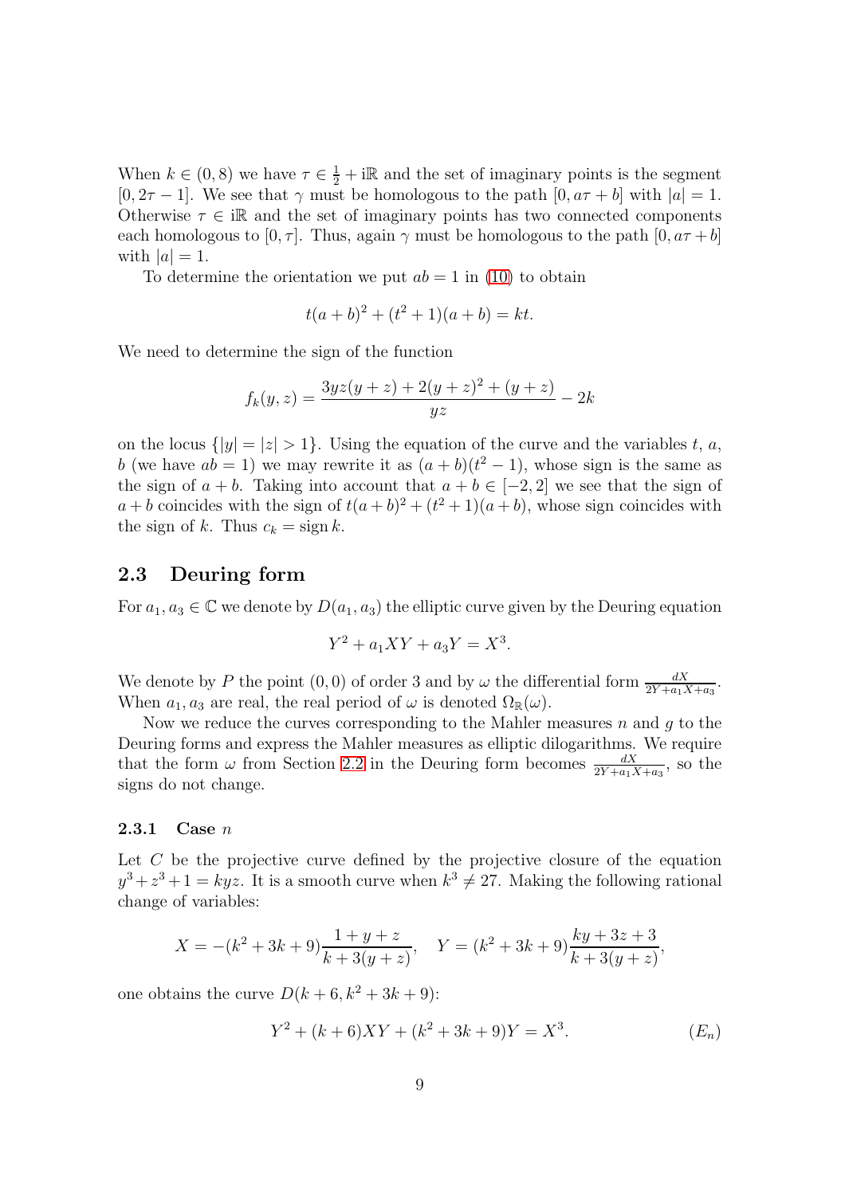When $k \in (0, 8)$ we have $\tau \in \frac{1}{2} + \mathrm{i}\mathbb{R}$ and the set of imaginary points is the segment $[0, 2\tau - 1]$. We see that $\gamma$ must be homologous to the path $[0, a\tau + b]$ with $|a| = 1$. Otherwise $\tau \in \mathrm{i}\mathbb{R}$ and the set of imaginary points has two connected components each homologous to $[0, \tau]$. Thus, again $\gamma$ must be homologous to the path $[0, a\tau + b]$ with $|a| = 1$.

To determine the orientation we put $ab = 1$ in (10) to obtain

$$t(a + b)^2 + (t^2 + 1)(a + b) = kt.$$

We need to determine the sign of the function

$$f_k(y, z) = \frac{3yz(y + z) + 2(y + z)^2 + (y + z)}{yz} - 2k$$

on the locus $\{|y| = |z| > 1\}$. Using the equation of the curve and the variables $t$, $a$, $b$ (we have $ab = 1$) we may rewrite it as $(a + b)(t^2 - 1)$, whose sign is the same as the sign of $a + b$. Taking into account that $a + b \in [-2, 2]$ we see that the sign of $a + b$ coincides with the sign of $t(a + b)^2 + (t^2 + 1)(a + b)$, whose sign coincides with the sign of $k$. Thus $c_k = \operatorname{sign} k$.

## 2.3 Deuring form

For $a_1, a_3 \in \mathbb{C}$ we denote by $D(a_1, a_3)$ the elliptic curve given by the Deuring equation

$$Y^2 + a_1 XY + a_3 Y = X^3.$$

We denote by $P$ the point $(0, 0)$ of order 3 and by $\omega$ the differential form $\frac{dX}{2Y + a_1 X + a_3}$. When $a_1, a_3$ are real, the real period of $\omega$ is denoted $\Omega_{\mathbb{R}}(\omega)$.

Now we reduce the curves corresponding to the Mahler measures $n$ and $g$ to the Deuring forms and express the Mahler measures as elliptic dilogarithms. We require that the form $\omega$ from Section 2.2 in the Deuring form becomes $\frac{dX}{2Y + a_1 X + a_3}$, so the signs do not change.

### 2.3.1 Case $n$

Let $C$ be the projective curve defined by the projective closure of the equation $y^3 + z^3 + 1 = kyz$. It is a smooth curve when $k^3 \neq 27$. Making the following rational change of variables:

$$X = -(k^2 + 3k + 9)\frac{1 + y + z}{k + 3(y + z)}, \quad Y = (k^2 + 3k + 9)\frac{ky + 3z + 3}{k + 3(y + z)},$$

one obtains the curve $D(k + 6, k^2 + 3k + 9)$:

$$Y^2 + (k + 6)XY + (k^2 + 3k + 9)Y = X^3. \qquad (E_n)$$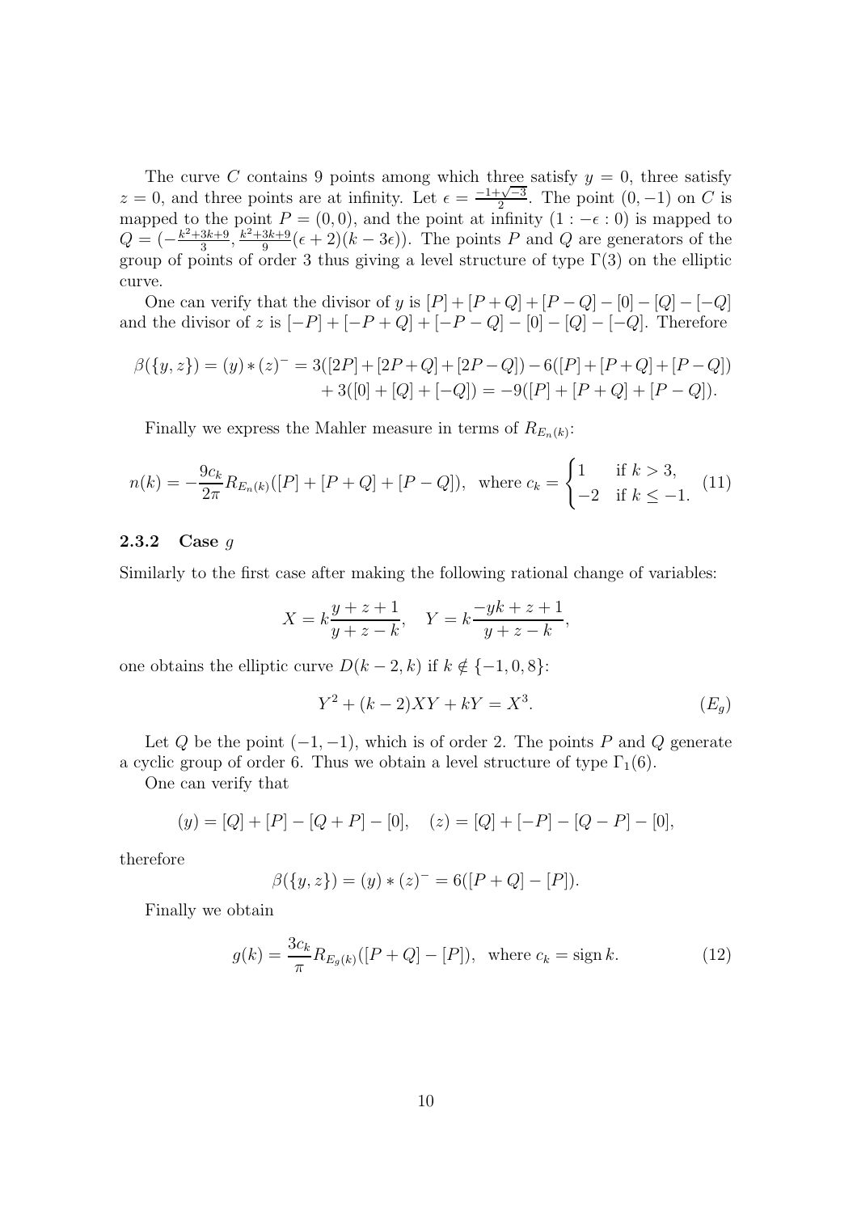The curve $C$ contains 9 points among which three satisfy $y = 0$, three satisfy $z = 0$, and three points are at infinity. Let $\epsilon = \frac{-1+\sqrt{-3}}{2}$. The point $(0, -1)$ on $C$ is mapped to the point $P = (0, 0)$, and the point at infinity $(1 : -\epsilon : 0)$ is mapped to $Q = (-\frac{k^2+3k+9}{3}, \frac{k^2+3k+9}{9}(\epsilon + 2)(k - 3\epsilon))$. The points $P$ and $Q$ are generators of the group of points of order 3 thus giving a level structure of type $\Gamma(3)$ on the elliptic curve.

One can verify that the divisor of $y$ is $[P] + [P + Q] + [P - Q] - [0] - [Q] - [-Q]$ and the divisor of $z$ is $[-P] + [-P + Q] + [-P - Q] - [0] - [Q] - [-Q]$. Therefore

$$\beta(\{y, z\}) = (y) * (z)^{-} = 3([2P] + [2P + Q] + [2P - Q]) - 6([P] + [P + Q] + [P - Q]) + 3([0] + [Q] + [-Q]) = -9([P] + [P + Q] + [P - Q]).$$

Finally we express the Mahler measure in terms of $R_{E_n(k)}$:

$$n(k) = -\frac{9c_k}{2\pi} R_{E_n(k)}([P] + [P + Q] + [P - Q]), \quad \text{where } c_k = \begin{cases} 1 & \text{if } k > 3, \\ -2 & \text{if } k \leq -1. \end{cases} \tag{11}$$

### 2.3.2 Case $g$

Similarly to the first case after making the following rational change of variables:

$$X = k\frac{y + z + 1}{y + z - k}, \quad Y = k\frac{-yk + z + 1}{y + z - k},$$

one obtains the elliptic curve $D(k - 2, k)$ if $k \notin \{-1, 0, 8\}$:

$$Y^2 + (k - 2)XY + kY = X^3. \tag{$E_g$}$$

Let $Q$ be the point $(-1, -1)$, which is of order 2. The points $P$ and $Q$ generate a cyclic group of order 6. Thus we obtain a level structure of type $\Gamma_1(6)$.

One can verify that

$$(y) = [Q] + [P] - [Q + P] - [0], \quad (z) = [Q] + [-P] - [Q - P] - [0],$$

therefore

$$\beta(\{y, z\}) = (y) * (z)^{-} = 6([P + Q] - [P]).$$

Finally we obtain

$$g(k) = \frac{3c_k}{\pi} R_{E_g(k)}([P + Q] - [P]), \quad \text{where } c_k = \operatorname{sign} k. \tag{12}$$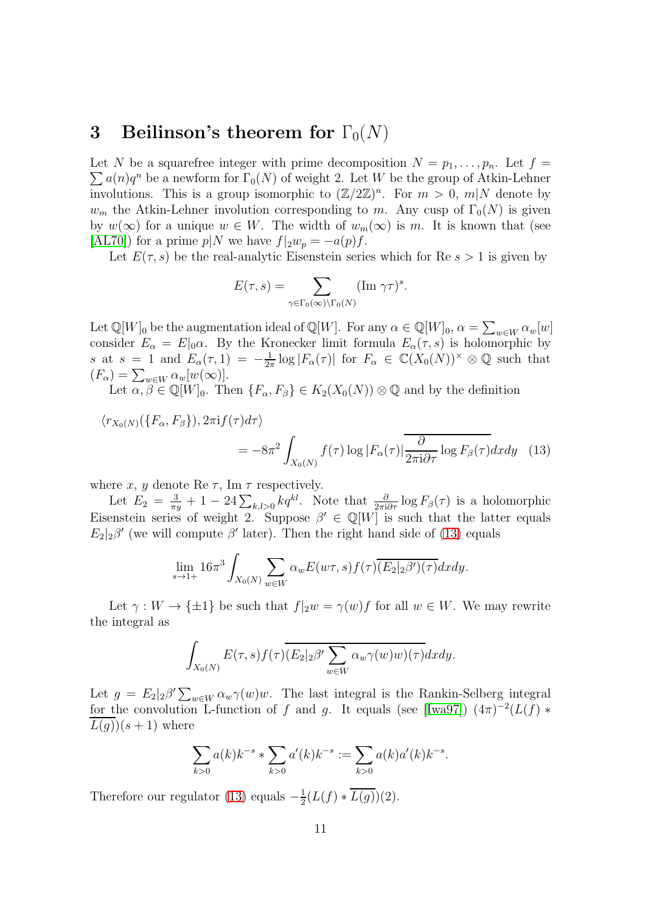# 3 Beilinson's theorem for $\Gamma_0(N)$

Let $N$ be a squarefree integer with prime decomposition $N = p_1, \ldots, p_n$. Let $f = \sum a(n)q^n$ be a newform for $\Gamma_0(N)$ of weight 2. Let $W$ be the group of Atkin-Lehner involutions. This is a group isomorphic to $(\mathbb{Z}/2\mathbb{Z})^n$. For $m > 0$, $m|N$ denote by $w_m$ the Atkin-Lehner involution corresponding to $m$. Any cusp of $\Gamma_0(N)$ is given by $w(\infty)$ for a unique $w \in W$. The width of $w_m(\infty)$ is $m$. It is known that (see [AL70]) for a prime $p|N$ we have $f|_2 w_p = -a(p)f$.

Let $E(\tau, s)$ be the real-analytic Eisenstein series which for Re $s > 1$ is given by

$$E(\tau, s) = \sum_{\gamma \in \Gamma_0(\infty)\backslash\Gamma_0(N)} (\text{Im } \gamma\tau)^s.$$

Let $\mathbb{Q}[W]_0$ be the augmentation ideal of $\mathbb{Q}[W]$. For any $\alpha \in \mathbb{Q}[W]_0$, $\alpha = \sum_{w\in W} \alpha_w [w]$ consider $E_\alpha = E|_0\alpha$. By the Kronecker limit formula $E_\alpha(\tau, s)$ is holomorphic by $s$ at $s = 1$ and $E_\alpha(\tau, 1) = -\frac{1}{2\pi}\log|F_\alpha(\tau)|$ for $F_\alpha \in \mathbb{C}(X_0(N))^\times \otimes \mathbb{Q}$ such that $(F_\alpha) = \sum_{w\in W} \alpha_w [w(\infty)]$.

Let $\alpha, \beta \in \mathbb{Q}[W]_0$. Then $\{F_\alpha, F_\beta\} \in K_2(X_0(N)) \otimes \mathbb{Q}$ and by the definition

$$\langle r_{X_0(N)}(\{F_\alpha, F_\beta\}), 2\pi\mathrm{i}f(\tau)d\tau\rangle = -8\pi^2 \int_{X_0(N)} f(\tau) \log|F_\alpha(\tau)| \overline{\frac{\partial}{2\pi\mathrm{i}\partial\tau} \log F_\beta(\tau)} dxdy \quad (13)$$

where $x$, $y$ denote Re $\tau$, Im $\tau$ respectively.

Let $E_2 = \frac{3}{\pi y} + 1 - 24\sum_{k,l>0} kq^{kl}$. Note that $\frac{\partial}{2\pi\mathrm{i}\partial\tau}\log F_\beta(\tau)$ is a holomorphic Eisenstein series of weight 2. Suppose $\beta' \in \mathbb{Q}[W]$ is such that the latter equals $E_2|_2\beta'$ (we will compute $\beta'$ later). Then the right hand side of (13) equals

$$\lim_{s\to 1+} 16\pi^3 \int_{X_0(N)} \sum_{w\in W} \alpha_w E(w\tau, s) f(\tau)\overline{(E_2|_2\beta')(\tau)} dxdy.$$

Let $\gamma : W \to \{\pm 1\}$ be such that $f|_2 w = \gamma(w) f$ for all $w \in W$. We may rewrite the integral as

$$\int_{X_0(N)} E(\tau, s) f(\tau) \overline{(E_2|_2\beta' \sum_{w\in W} \alpha_w \gamma(w) w)(\tau)} dxdy.$$

Let $g = E_2|_2\beta' \sum_{w\in W} \alpha_w\gamma(w)w$. The last integral is the Rankin-Selberg integral for the convolution L-function of $f$ and $g$. It equals (see [Iwa97]) $(4\pi)^{-2}(L(f) * \overline{L(g)})(s+1)$ where

$$\sum_{k>0} a(k)k^{-s} * \sum_{k>0} a'(k)k^{-s} := \sum_{k>0} a(k)a'(k)k^{-s}.$$

Therefore our regulator (13) equals $-\frac{1}{2}(L(f) * \overline{L(g)})(2)$.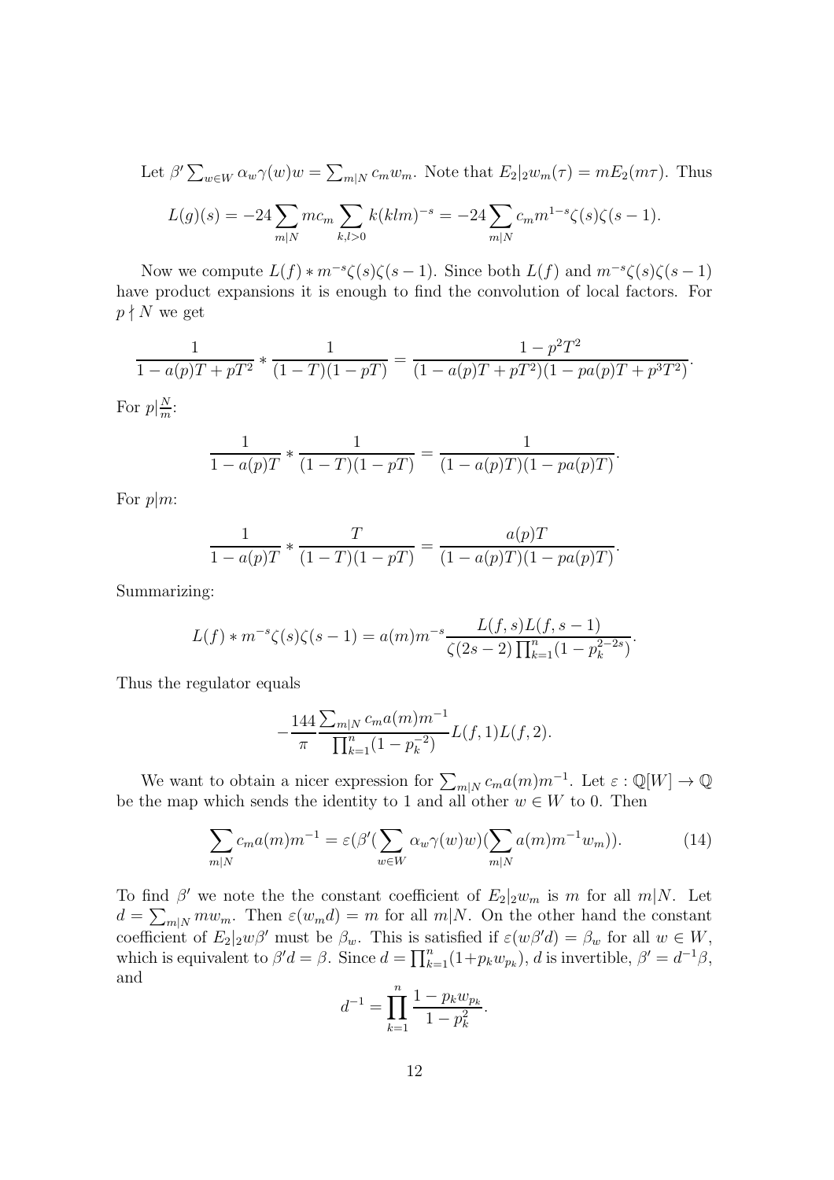Let $\beta' \sum_{w\in W} \alpha_w \gamma(w) w = \sum_{m|N} c_m w_m$. Note that $E_2|_2 w_m(\tau) = mE_2(m\tau)$. Thus

$$L(g)(s) = -24 \sum_{m|N} m c_m \sum_{k,l>0} k(klm)^{-s} = -24 \sum_{m|N} c_m m^{1-s} \zeta(s)\zeta(s-1).$$

Now we compute $L(f) * m^{-s}\zeta(s)\zeta(s-1)$. Since both $L(f)$ and $m^{-s}\zeta(s)\zeta(s-1)$ have product expansions it is enough to find the convolution of local factors. For $p \nmid N$ we get

$$\frac{1}{1-a(p)T+pT^2} * \frac{1}{(1-T)(1-pT)} = \frac{1-p^2T^2}{(1-a(p)T+pT^2)(1-pa(p)T+p^3T^2)}.$$

For $p|\frac{N}{m}$:

$$\frac{1}{1-a(p)T} * \frac{1}{(1-T)(1-pT)} = \frac{1}{(1-a(p)T)(1-pa(p)T)}.$$

For $p|m$:

$$\frac{1}{1-a(p)T} * \frac{T}{(1-T)(1-pT)} = \frac{a(p)T}{(1-a(p)T)(1-pa(p)T)}.$$

Summarizing:

$$L(f) * m^{-s}\zeta(s)\zeta(s-1) = a(m)m^{-s} \frac{L(f,s)L(f,s-1)}{\zeta(2s-2)\prod_{k=1}^{n}(1-p_k^{2-2s})}.$$

Thus the regulator equals

$$-\frac{144}{\pi} \frac{\sum_{m|N} c_m a(m) m^{-1}}{\prod_{k=1}^{n}(1-p_k^{-2})} L(f,1)L(f,2).$$

We want to obtain a nicer expression for $\sum_{m|N} c_m a(m) m^{-1}$. Let $\varepsilon : \mathbb{Q}[W] \to \mathbb{Q}$ be the map which sends the identity to 1 and all other $w \in W$ to 0. Then

$$\sum_{m|N} c_m a(m) m^{-1} = \varepsilon(\beta'(\sum_{w\in W} \alpha_w \gamma(w) w)(\sum_{m|N} a(m) m^{-1} w_m)). \tag{14}$$

To find $\beta'$ we note the the constant coefficient of $E_2|_2 w_m$ is $m$ for all $m|N$. Let $d = \sum_{m|N} m w_m$. Then $\varepsilon(w_m d) = m$ for all $m|N$. On the other hand the constant coefficient of $E_2|_2 w\beta'$ must be $\beta_w$. This is satisfied if $\varepsilon(w\beta' d) = \beta_w$ for all $w \in W$, which is equivalent to $\beta' d = \beta$. Since $d = \prod_{k=1}^{n}(1+p_k w_{p_k})$, $d$ is invertible, $\beta' = d^{-1}\beta$, and

$$d^{-1} = \prod_{k=1}^{n} \frac{1-p_k w_{p_k}}{1-p_k^2}.$$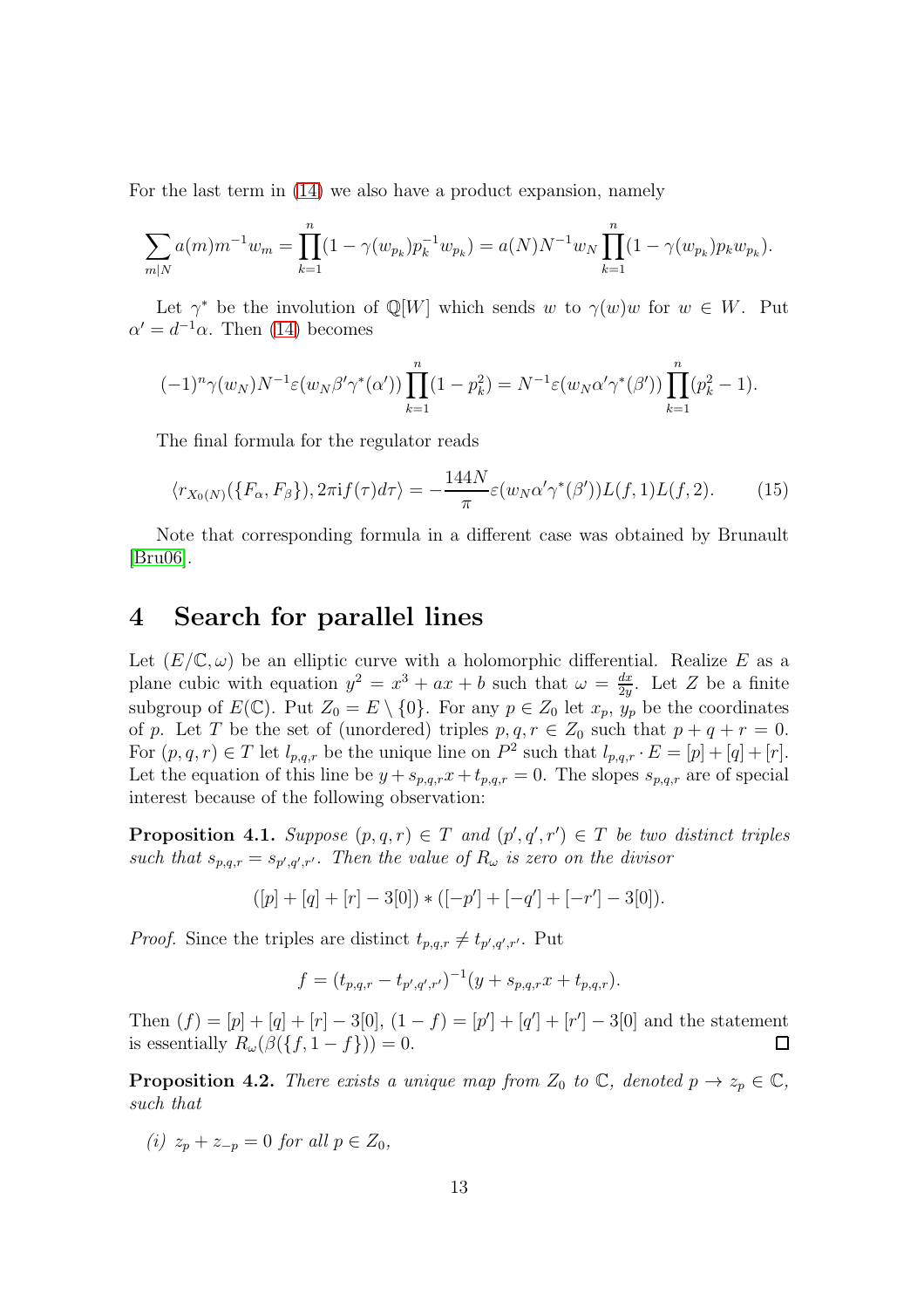For the last term in (14) we also have a product expansion, namely

$$\sum_{m|N} a(m)m^{-1}w_m = \prod_{k=1}^{n}(1-\gamma(w_{p_k})p_k^{-1}w_{p_k}) = a(N)N^{-1}w_N\prod_{k=1}^{n}(1-\gamma(w_{p_k})p_kw_{p_k}).$$

Let $\gamma^*$ be the involution of $\mathbb{Q}[W]$ which sends $w$ to $\gamma(w)w$ for $w \in W$. Put $\alpha' = d^{-1}\alpha$. Then (14) becomes

$$(-1)^n\gamma(w_N)N^{-1}\varepsilon(w_N\beta'\gamma^*(\alpha'))\prod_{k=1}^{n}(1-p_k^2) = N^{-1}\varepsilon(w_N\alpha'\gamma^*(\beta'))\prod_{k=1}^{n}(p_k^2-1).$$

The final formula for the regulator reads

$$\langle r_{X_0(N)}(\{F_\alpha, F_\beta\}), 2\pi i f(\tau)d\tau\rangle = -\frac{144N}{\pi}\varepsilon(w_N\alpha'\gamma^*(\beta'))L(f,1)L(f,2). \tag{15}$$

Note that corresponding formula in a different case was obtained by Brunault [Bru06].

## 4 Search for parallel lines

Let $(E/\mathbb{C},\omega)$ be an elliptic curve with a holomorphic differential. Realize $E$ as a plane cubic with equation $y^2 = x^3 + ax + b$ such that $\omega = \frac{dx}{2y}$. Let $Z$ be a finite subgroup of $E(\mathbb{C})$. Put $Z_0 = E \setminus \{0\}$. For any $p \in Z_0$ let $x_p$, $y_p$ be the coordinates of $p$. Let $T$ be the set of (unordered) triples $p,q,r \in Z_0$ such that $p+q+r=0$. For $(p,q,r) \in T$ let $l_{p,q,r}$ be the unique line on $P^2$ such that $l_{p,q,r}\cdot E = [p]+[q]+[r]$. Let the equation of this line be $y + s_{p,q,r}x + t_{p,q,r} = 0$. The slopes $s_{p,q,r}$ are of special interest because of the following observation:

**Proposition 4.1.** *Suppose $(p,q,r) \in T$ and $(p',q',r') \in T$ be two distinct triples such that $s_{p,q,r} = s_{p',q',r'}$. Then the value of $R_\omega$ is zero on the divisor*

$$([p]+[q]+[r]-3[0]) * ([-p']+[-q']+[-r']-3[0]).$$

*Proof.* Since the triples are distinct $t_{p,q,r} \neq t_{p',q',r'}$. Put

$$f = (t_{p,q,r} - t_{p',q',r'})^{-1}(y + s_{p,q,r}x + t_{p,q,r}).$$

Then $(f) = [p]+[q]+[r]-3[0]$, $(1-f) = [p']+[q']+[r']-3[0]$ and the statement is essentially $R_\omega(\beta(\{f,1-f\})) = 0$. □

**Proposition 4.2.** *There exists a unique map from $Z_0$ to $\mathbb{C}$, denoted $p \to z_p \in \mathbb{C}$, such that*

*(i) $z_p + z_{-p} = 0$ for all $p \in Z_0$,*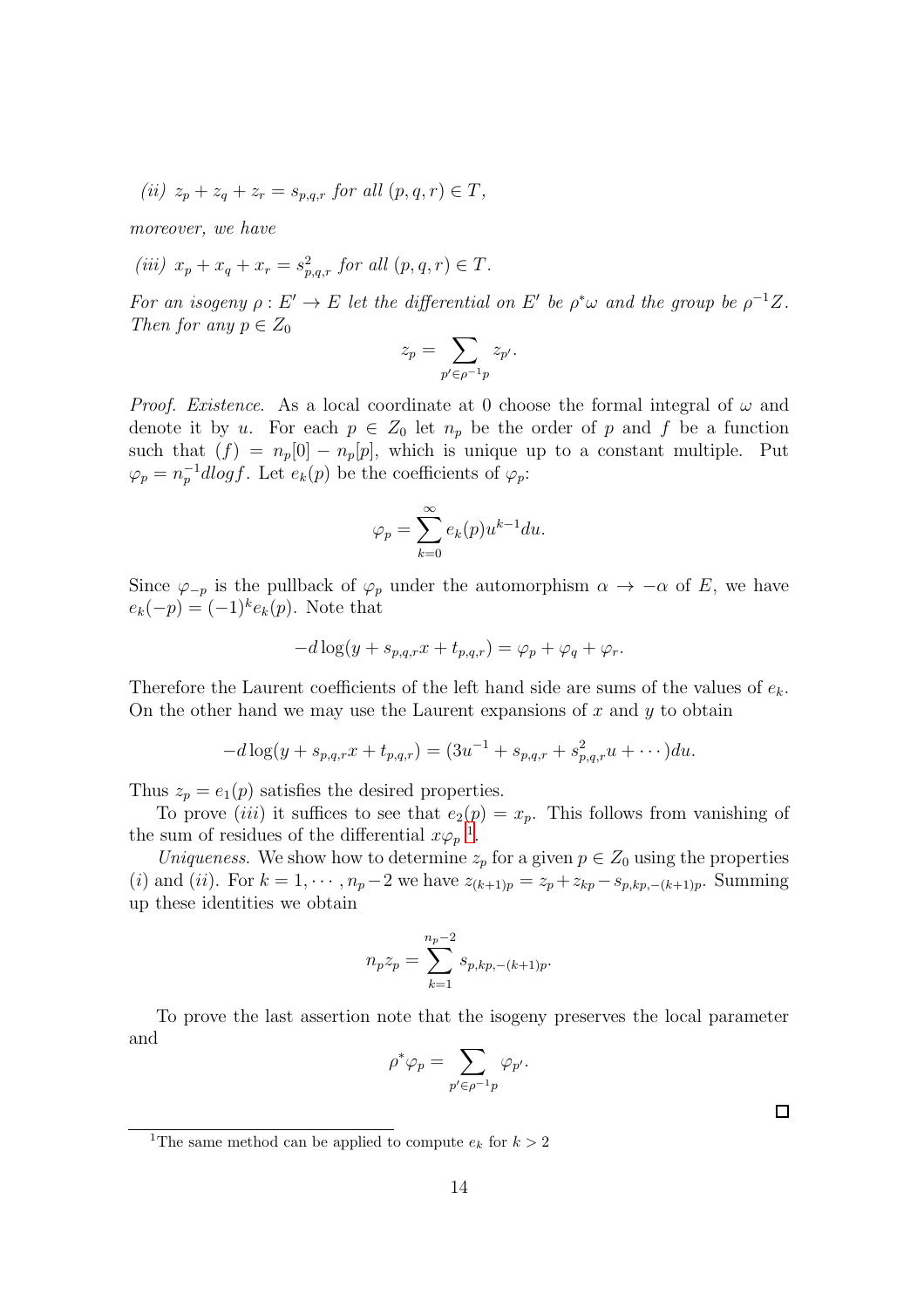*(ii)* $z_p + z_q + z_r = s_{p,q,r}$ *for all* $(p, q, r) \in T$,

*moreover, we have*

*(iii)* $x_p + x_q + x_r = s^2_{p,q,r}$ *for all* $(p, q, r) \in T$.

*For an isogeny* $\rho : E' \to E$ *let the differential on* $E'$ *be* $\rho^*\omega$ *and the group be* $\rho^{-1}Z$*. Then for any* $p \in Z_0$

$$z_p = \sum_{p' \in \rho^{-1}p} z_{p'}.$$

*Proof. Existence.* As a local coordinate at 0 choose the formal integral of $\omega$ and denote it by $u$. For each $p \in Z_0$ let $n_p$ be the order of $p$ and $f$ be a function such that $(f) = n_p[0] - n_p[p]$, which is unique up to a constant multiple. Put $\varphi_p = n_p^{-1} d \log f$. Let $e_k(p)$ be the coefficients of $\varphi_p$:

$$\varphi_p = \sum_{k=0}^{\infty} e_k(p) u^{k-1} du.$$

Since $\varphi_{-p}$ is the pullback of $\varphi_p$ under the automorphism $\alpha \to -\alpha$ of $E$, we have $e_k(-p) = (-1)^k e_k(p)$. Note that

$$-d \log(y + s_{p,q,r} x + t_{p,q,r}) = \varphi_p + \varphi_q + \varphi_r.$$

Therefore the Laurent coefficients of the left hand side are sums of the values of $e_k$. On the other hand we may use the Laurent expansions of $x$ and $y$ to obtain

$$-d \log(y + s_{p,q,r} x + t_{p,q,r}) = (3u^{-1} + s_{p,q,r} + s^2_{p,q,r} u + \cdots) du.$$

Thus $z_p = e_1(p)$ satisfies the desired properties.

To prove *(iii)* it suffices to see that $e_2(p) = x_p$. This follows from vanishing of the sum of residues of the differential $x\varphi_p$ [1].

*Uniqueness.* We show how to determine $z_p$ for a given $p \in Z_0$ using the properties *(i)* and *(ii)*. For $k = 1, \cdots, n_p - 2$ we have $z_{(k+1)p} = z_p + z_{kp} - s_{p,kp,-(k+1)p}$. Summing up these identities we obtain

$$n_p z_p = \sum_{k=1}^{n_p - 2} s_{p,kp,-(k+1)p}.$$

To prove the last assertion note that the isogeny preserves the local parameter and

$$\rho^* \varphi_p = \sum_{p' \in \rho^{-1}p} \varphi_{p'}.$$

□

[1] The same method can be applied to compute $e_k$ for $k > 2$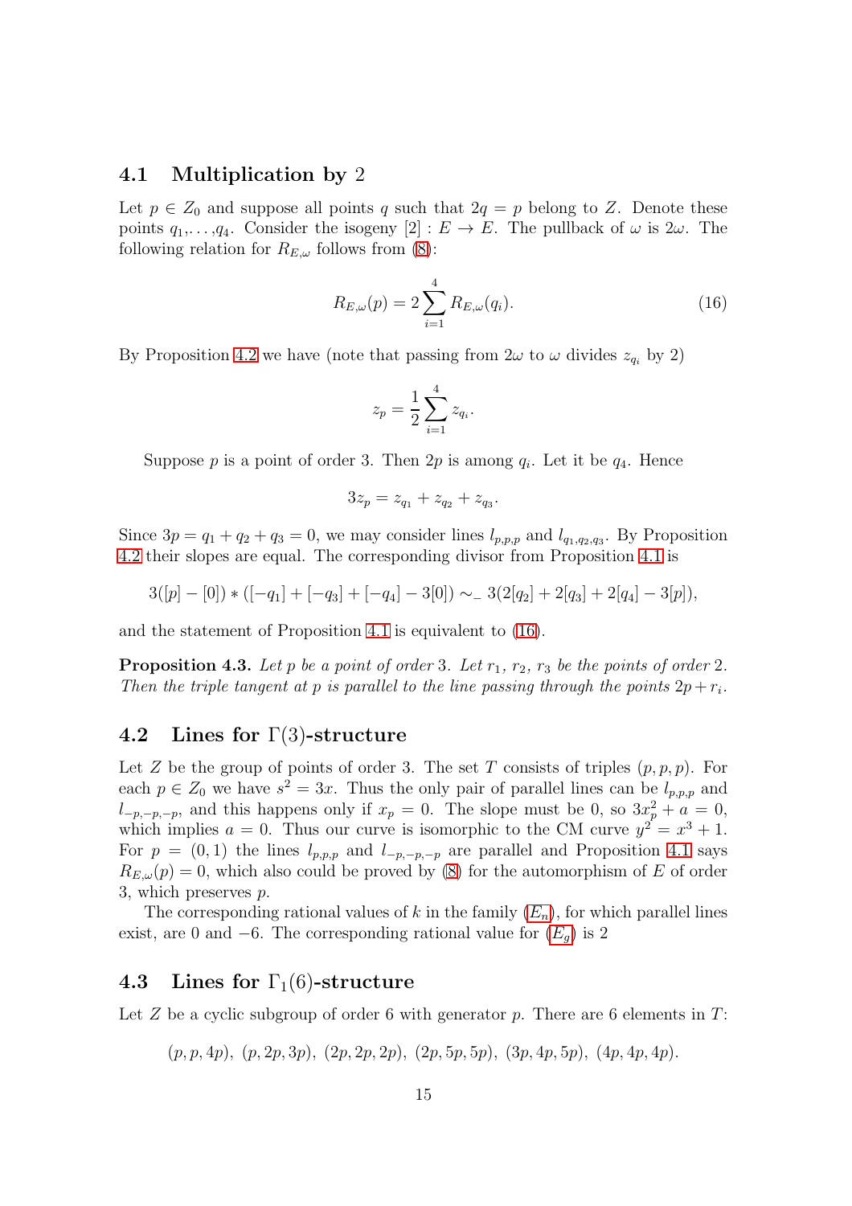### 4.1 Multiplication by 2

Let $p \in Z_0$ and suppose all points $q$ such that $2q = p$ belong to $Z$. Denote these points $q_1, \ldots, q_4$. Consider the isogeny $[2] : E \to E$. The pullback of $\omega$ is $2\omega$. The following relation for $R_{E,\omega}$ follows from (8):

$$R_{E,\omega}(p) = 2 \sum_{i=1}^{4} R_{E,\omega}(q_i). \tag{16}$$

By Proposition 4.2 we have (note that passing from $2\omega$ to $\omega$ divides $z_{q_i}$ by 2)

$$z_p = \frac{1}{2} \sum_{i=1}^{4} z_{q_i}.$$

Suppose $p$ is a point of order 3. Then $2p$ is among $q_i$. Let it be $q_4$. Hence

$$3z_p = z_{q_1} + z_{q_2} + z_{q_3}.$$

Since $3p = q_1 + q_2 + q_3 = 0$, we may consider lines $l_{p,p,p}$ and $l_{q_1,q_2,q_3}$. By Proposition 4.2 their slopes are equal. The corresponding divisor from Proposition 4.1 is

$$3([p] - [0]) * ([-q_1] + [-q_3] + [-q_4] - 3[0]) \sim_{-} 3(2[q_2] + 2[q_3] + 2[q_4] - 3[p]),$$

and the statement of Proposition 4.1 is equivalent to (16).

**Proposition 4.3.** *Let $p$ be a point of order 3. Let $r_1$, $r_2$, $r_3$ be the points of order 2. Then the triple tangent at $p$ is parallel to the line passing through the points $2p + r_i$.*

### 4.2 Lines for $\Gamma(3)$-structure

Let $Z$ be the group of points of order 3. The set $T$ consists of triples $(p, p, p)$. For each $p \in Z_0$ we have $s^2 = 3x$. Thus the only pair of parallel lines can be $l_{p,p,p}$ and $l_{-p,-p,-p}$, and this happens only if $x_p = 0$. The slope must be 0, so $3x_p^2 + a = 0$, which implies $a = 0$. Thus our curve is isomorphic to the CM curve $y^2 = x^3 + 1$. For $p = (0, 1)$ the lines $l_{p,p,p}$ and $l_{-p,-p,-p}$ are parallel and Proposition 4.1 says $R_{E,\omega}(p) = 0$, which also could be proved by (8) for the automorphism of $E$ of order 3, which preserves $p$.

The corresponding rational values of $k$ in the family ($E_n$), for which parallel lines exist, are 0 and $-6$. The corresponding rational value for ($E_g$) is 2

### 4.3 Lines for $\Gamma_1(6)$-structure

Let $Z$ be a cyclic subgroup of order 6 with generator $p$. There are 6 elements in $T$:

$$(p, p, 4p),\ (p, 2p, 3p),\ (2p, 2p, 2p),\ (2p, 5p, 5p),\ (3p, 4p, 5p),\ (4p, 4p, 4p).$$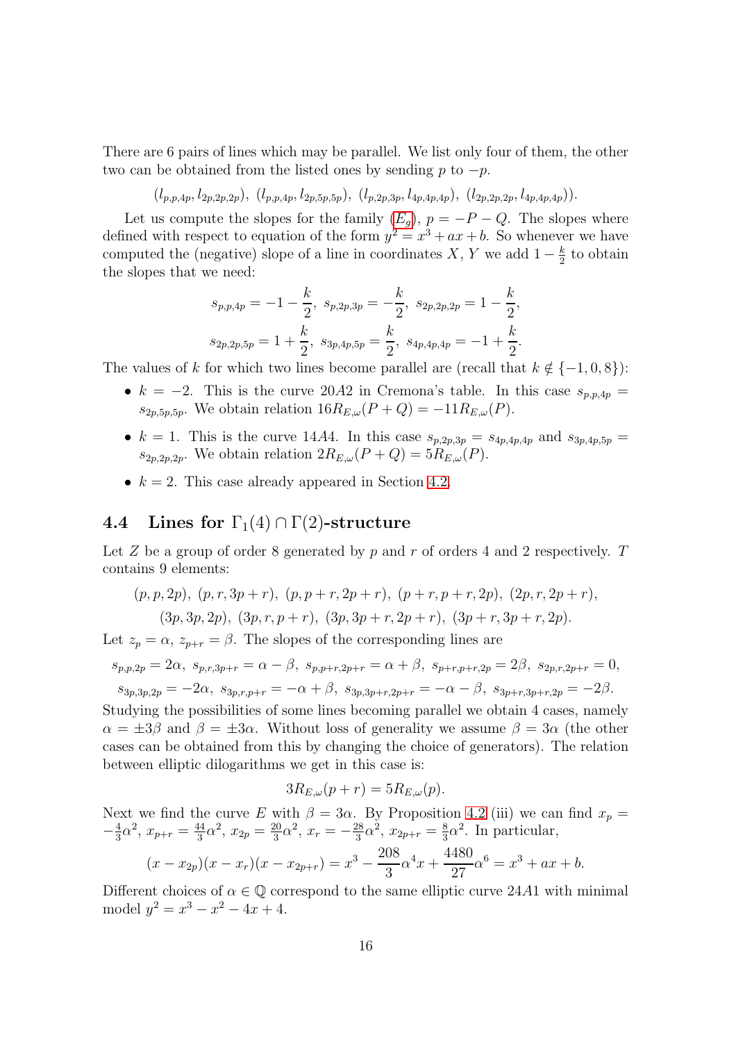There are 6 pairs of lines which may be parallel. We list only four of them, the other two can be obtained from the listed ones by sending $p$ to $-p$.

$$(l_{p,p,4p}, l_{2p,2p,2p}),\ (l_{p,p,4p}, l_{2p,5p,5p}),\ (l_{p,2p,3p}, l_{4p,4p,4p}),\ (l_{2p,2p,2p}, l_{4p,4p,4p})).$$

Let us compute the slopes for the family ($E_g$), $p = -P - Q$. The slopes where defined with respect to equation of the form $y^2 = x^3 + ax + b$. So whenever we have computed the (negative) slope of a line in coordinates $X, Y$ we add $1 - \frac{k}{2}$ to obtain the slopes that we need:

$$s_{p,p,4p} = -1 - \frac{k}{2},\ s_{p,2p,3p} = -\frac{k}{2},\ s_{2p,2p,2p} = 1 - \frac{k}{2},$$
$$s_{2p,2p,5p} = 1 + \frac{k}{2},\ s_{3p,4p,5p} = \frac{k}{2},\ s_{4p,4p,4p} = -1 + \frac{k}{2}.$$

The values of $k$ for which two lines become parallel are (recall that $k \notin \{-1, 0, 8\}$):

- $k = -2$. This is the curve $20A2$ in Cremona's table. In this case $s_{p,p,4p} = s_{2p,5p,5p}$. We obtain relation $16R_{E,\omega}(P+Q) = -11R_{E,\omega}(P)$.
- $k = 1$. This is the curve $14A4$. In this case $s_{p,2p,3p} = s_{4p,4p,4p}$ and $s_{3p,4p,5p} = s_{2p,2p,2p}$. We obtain relation $2R_{E,\omega}(P+Q) = 5R_{E,\omega}(P)$.
- $k = 2$. This case already appeared in Section 4.2.

## 4.4 Lines for $\Gamma_1(4) \cap \Gamma(2)$-structure

Let $Z$ be a group of order 8 generated by $p$ and $r$ of orders 4 and 2 respectively. $T$ contains 9 elements:

$$(p, p, 2p),\ (p, r, 3p + r),\ (p, p + r, 2p + r),\ (p + r, p + r, 2p),\ (2p, r, 2p + r),$$
$$(3p, 3p, 2p),\ (3p, r, p + r),\ (3p, 3p + r, 2p + r),\ (3p + r, 3p + r, 2p).$$

Let $z_p = \alpha$, $z_{p+r} = \beta$. The slopes of the corresponding lines are

$$s_{p,p,2p} = 2\alpha,\ s_{p,r,3p+r} = \alpha - \beta,\ s_{p,p+r,2p+r} = \alpha + \beta,\ s_{p+r,p+r,2p} = 2\beta,\ s_{2p,r,2p+r} = 0,$$
$$s_{3p,3p,2p} = -2\alpha,\ s_{3p,r,p+r} = -\alpha + \beta,\ s_{3p,3p+r,2p+r} = -\alpha - \beta,\ s_{3p+r,3p+r,2p} = -2\beta.$$

Studying the possibilities of some lines becoming parallel we obtain 4 cases, namely $\alpha = \pm 3\beta$ and $\beta = \pm 3\alpha$. Without loss of generality we assume $\beta = 3\alpha$ (the other cases can be obtained from this by changing the choice of generators). The relation between elliptic dilogarithms we get in this case is:

$$3R_{E,\omega}(p + r) = 5R_{E,\omega}(p).$$

Next we find the curve $E$ with $\beta = 3\alpha$. By Proposition 4.2 (iii) we can find $x_p = -\frac{4}{3}\alpha^2$, $x_{p+r} = \frac{44}{3}\alpha^2$, $x_{2p} = \frac{20}{3}\alpha^2$, $x_r = -\frac{28}{3}\alpha^2$, $x_{2p+r} = \frac{8}{3}\alpha^2$. In particular,

$$(x - x_{2p})(x - x_r)(x - x_{2p+r}) = x^3 - \frac{208}{3}\alpha^4 x + \frac{4480}{27}\alpha^6 = x^3 + ax + b.$$

Different choices of $\alpha \in \mathbb{Q}$ correspond to the same elliptic curve $24A1$ with minimal model $y^2 = x^3 - x^2 - 4x + 4$.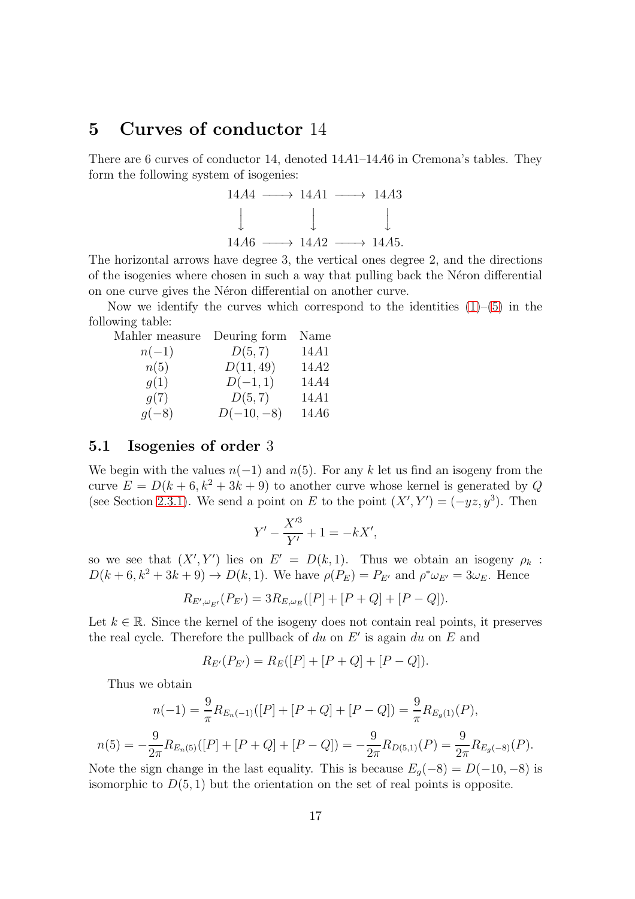# 5 Curves of conductor 14

There are 6 curves of conductor 14, denoted $14A1$–$14A6$ in Cremona's tables. They form the following system of isogenies:

$$\begin{array}{ccccc} 14A4 & \longrightarrow & 14A1 & \longrightarrow & 14A3 \\ \downarrow & & \downarrow & & \downarrow \\ 14A6 & \longrightarrow & 14A2 & \longrightarrow & 14A5. \end{array}$$

The horizontal arrows have degree 3, the vertical ones degree 2, and the directions of the isogenies where chosen in such a way that pulling back the Néron differential on one curve gives the Néron differential on another curve.

Now we identify the curves which correspond to the identities (1)–(5) in the following table:

| Mahler measure | Deuring form | Name |
|---|---|---|
| $n(-1)$ | $D(5,7)$ | $14A1$ |
| $n(5)$ | $D(11,49)$ | $14A2$ |
| $g(1)$ | $D(-1,1)$ | $14A4$ |
| $g(7)$ | $D(5,7)$ | $14A1$ |
| $g(-8)$ | $D(-10,-8)$ | $14A6$ |

## 5.1 Isogenies of order 3

We begin with the values $n(-1)$ and $n(5)$. For any $k$ let us find an isogeny from the curve $E = D(k+6, k^2+3k+9)$ to another curve whose kernel is generated by $Q$ (see Section 2.3.1). We send a point on $E$ to the point $(X', Y') = (-yz, y^3)$. Then

$$Y' - \frac{X'^3}{Y'} + 1 = -kX',$$

so we see that $(X', Y')$ lies on $E' = D(k, 1)$. Thus we obtain an isogeny $\rho_k : D(k+6, k^2+3k+9) \to D(k, 1)$. We have $\rho(P_E) = P_{E'}$ and $\rho^* \omega_{E'} = 3\omega_E$. Hence

$$R_{E', \omega_{E'}}(P_{E'}) = 3R_{E, \omega_E}([P] + [P+Q] + [P-Q]).$$

Let $k \in \mathbb{R}$. Since the kernel of the isogeny does not contain real points, it preserves the real cycle. Therefore the pullback of $du$ on $E'$ is again $du$ on $E$ and

$$R_{E'}(P_{E'}) = R_E([P] + [P+Q] + [P-Q]).$$

Thus we obtain

$$n(-1) = \frac{9}{\pi} R_{E_n(-1)}([P] + [P+Q] + [P-Q]) = \frac{9}{\pi} R_{E_g(1)}(P),$$

$$n(5) = -\frac{9}{2\pi} R_{E_n(5)}([P] + [P+Q] + [P-Q]) = -\frac{9}{2\pi} R_{D(5,1)}(P) = \frac{9}{2\pi} R_{E_g(-8)}(P).$$

Note the sign change in the last equality. This is because $E_g(-8) = D(-10,-8)$ is isomorphic to $D(5,1)$ but the orientation on the set of real points is opposite.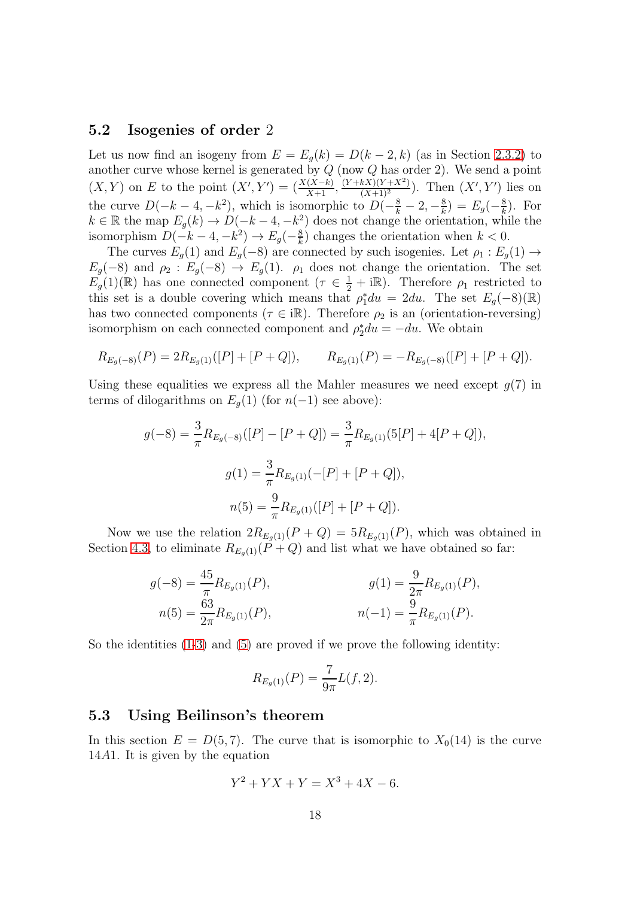### 5.2 Isogenies of order 2

Let us now find an isogeny from $E = E_g(k) = D(k-2, k)$ (as in Section 2.3.2) to another curve whose kernel is generated by $Q$ (now $Q$ has order 2). We send a point $(X, Y)$ on $E$ to the point $(X', Y') = (\frac{X(X-k)}{X+1}, \frac{(Y+kX)(Y+X^2)}{(X+1)^2})$. Then $(X', Y')$ lies on the curve $D(-k-4, -k^2)$, which is isomorphic to $D(-\frac{8}{k}-2, -\frac{8}{k}) = E_g(-\frac{8}{k})$. For $k \in \mathbb{R}$ the map $E_g(k) \to D(-k-4, -k^2)$ does not change the orientation, while the isomorphism $D(-k-4, -k^2) \to E_g(-\frac{8}{k})$ changes the orientation when $k < 0$.

The curves $E_g(1)$ and $E_g(-8)$ are connected by such isogenies. Let $\rho_1 : E_g(1) \to E_g(-8)$ and $\rho_2 : E_g(-8) \to E_g(1)$. $\rho_1$ does not change the orientation. The set $E_g(1)(\mathbb{R})$ has one connected component ($\tau \in \frac{1}{2} + \mathrm{i}\mathbb{R}$). Therefore $\rho_1$ restricted to this set is a double covering which means that $\rho_1^* du = 2du$. The set $E_g(-8)(\mathbb{R})$ has two connected components ($\tau \in \mathrm{i}\mathbb{R}$). Therefore $\rho_2$ is an (orientation-reversing) isomorphism on each connected component and $\rho_2^* du = -du$. We obtain

$$R_{E_g(-8)}(P) = 2R_{E_g(1)}([P] + [P+Q]), \qquad R_{E_g(1)}(P) = -R_{E_g(-8)}([P] + [P+Q]).$$

Using these equalities we express all the Mahler measures we need except $g(7)$ in terms of dilogarithms on $E_g(1)$ (for $n(-1)$ see above):

$$g(-8) = \frac{3}{\pi} R_{E_g(-8)}([P] - [P+Q]) = \frac{3}{\pi} R_{E_g(1)}(5[P] + 4[P+Q]),$$

$$g(1) = \frac{3}{\pi} R_{E_g(1)}(-[P] + [P+Q]),$$

$$n(5) = \frac{9}{\pi} R_{E_g(1)}([P] + [P+Q]).$$

Now we use the relation $2R_{E_g(1)}(P+Q) = 5R_{E_g(1)}(P)$, which was obtained in Section 4.3, to eliminate $R_{E_g(1)}(P+Q)$ and list what we have obtained so far:

$$g(-8) = \frac{45}{\pi} R_{E_g(1)}(P), \qquad g(1) = \frac{9}{2\pi} R_{E_g(1)}(P),$$

$$n(5) = \frac{63}{2\pi} R_{E_g(1)}(P), \qquad n(-1) = \frac{9}{\pi} R_{E_g(1)}(P).$$

So the identities (1-3) and (5) are proved if we prove the following identity:

$$R_{E_g(1)}(P) = \frac{7}{9\pi} L(f, 2).$$

### 5.3 Using Beilinson's theorem

In this section $E = D(5, 7)$. The curve that is isomorphic to $X_0(14)$ is the curve $14A1$. It is given by the equation

$$Y^2 + YX + Y = X^3 + 4X - 6.$$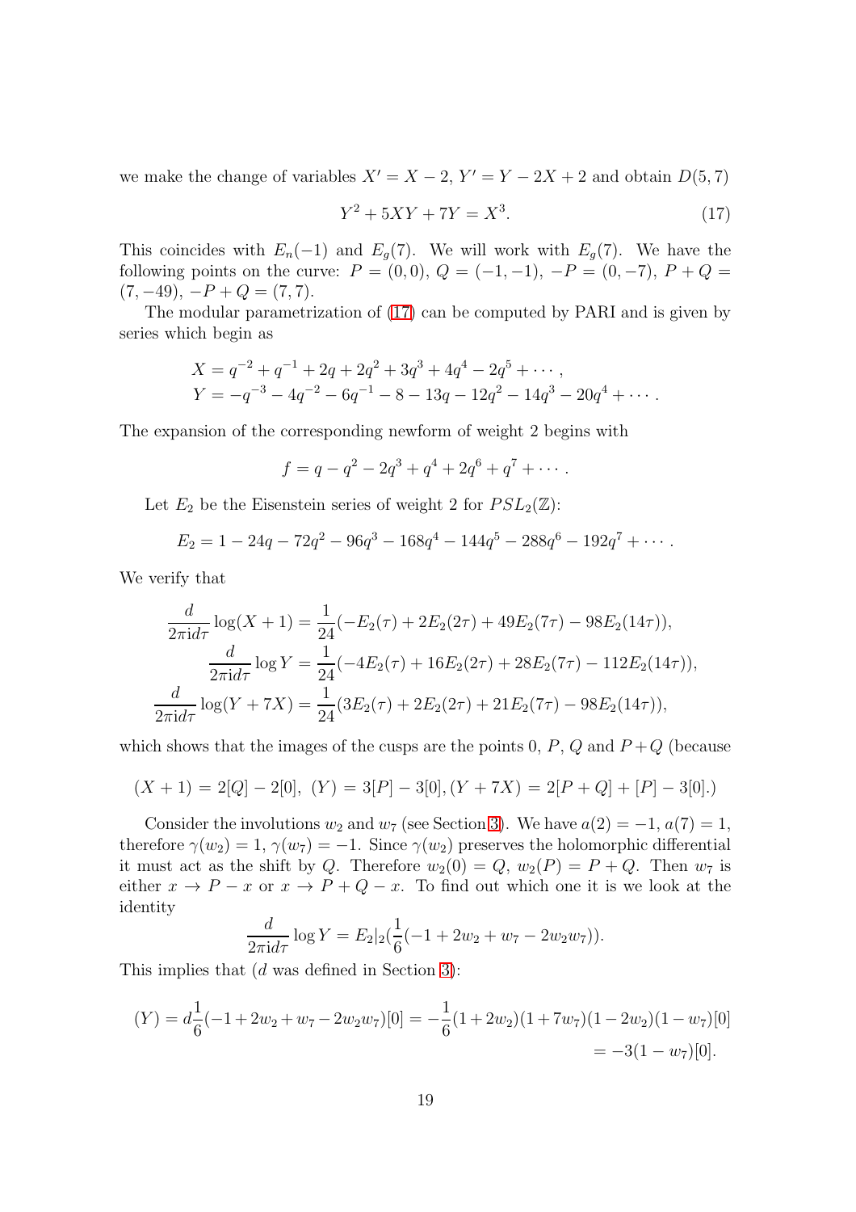we make the change of variables $X' = X - 2$, $Y' = Y - 2X + 2$ and obtain $D(5, 7)$

$$Y^2 + 5XY + 7Y = X^3. \tag{17}$$

This coincides with $E_n(-1)$ and $E_g(7)$. We will work with $E_g(7)$. We have the following points on the curve: $P = (0, 0)$, $Q = (-1, -1)$, $-P = (0, -7)$, $P + Q = (7, -49)$, $-P + Q = (7, 7)$.

The modular parametrization of (17) can be computed by PARI and is given by series which begin as

$$\begin{aligned}
X &= q^{-2} + q^{-1} + 2q + 2q^2 + 3q^3 + 4q^4 - 2q^5 + \cdots, \\
Y &= -q^{-3} - 4q^{-2} - 6q^{-1} - 8 - 13q - 12q^2 - 14q^3 - 20q^4 + \cdots.
\end{aligned}$$

The expansion of the corresponding newform of weight 2 begins with

$$f = q - q^2 - 2q^3 + q^4 + 2q^6 + q^7 + \cdots.$$

Let $E_2$ be the Eisenstein series of weight 2 for $PSL_2(\mathbb{Z})$:

$$E_2 = 1 - 24q - 72q^2 - 96q^3 - 168q^4 - 144q^5 - 288q^6 - 192q^7 + \cdots.$$

We verify that

$$\begin{aligned}
\frac{d}{2\pi \mathrm{i} d\tau} \log(X + 1) &= \frac{1}{24}(-E_2(\tau) + 2E_2(2\tau) + 49E_2(7\tau) - 98E_2(14\tau)), \\
\frac{d}{2\pi \mathrm{i} d\tau} \log Y &= \frac{1}{24}(-4E_2(\tau) + 16E_2(2\tau) + 28E_2(7\tau) - 112E_2(14\tau)), \\
\frac{d}{2\pi \mathrm{i} d\tau} \log(Y + 7X) &= \frac{1}{24}(3E_2(\tau) + 2E_2(2\tau) + 21E_2(7\tau) - 98E_2(14\tau)),
\end{aligned}$$

which shows that the images of the cusps are the points 0, $P$, $Q$ and $P + Q$ (because

$$(X + 1) = 2[Q] - 2[0],\ (Y) = 3[P] - 3[0], (Y + 7X) = 2[P + Q] + [P] - 3[0].)$$

Consider the involutions $w_2$ and $w_7$ (see Section 3). We have $a(2) = -1$, $a(7) = 1$, therefore $\gamma(w_2) = 1$, $\gamma(w_7) = -1$. Since $\gamma(w_2)$ preserves the holomorphic differential it must act as the shift by $Q$. Therefore $w_2(0) = Q$, $w_2(P) = P + Q$. Then $w_7$ is either $x \to P - x$ or $x \to P + Q - x$. To find out which one it is we look at the identity

$$\frac{d}{2\pi \mathrm{i} d\tau} \log Y = E_2|_2(\frac{1}{6}(-1 + 2w_2 + w_7 - 2w_2w_7)).$$

This implies that ($d$ was defined in Section 3):

$$\begin{aligned}
(Y) = d\frac{1}{6}(-1 + 2w_2 + w_7 - 2w_2w_7)[0] &= -\frac{1}{6}(1 + 2w_2)(1 + 7w_7)(1 - 2w_2)(1 - w_7)[0] \\
&= -3(1 - w_7)[0].
\end{aligned}$$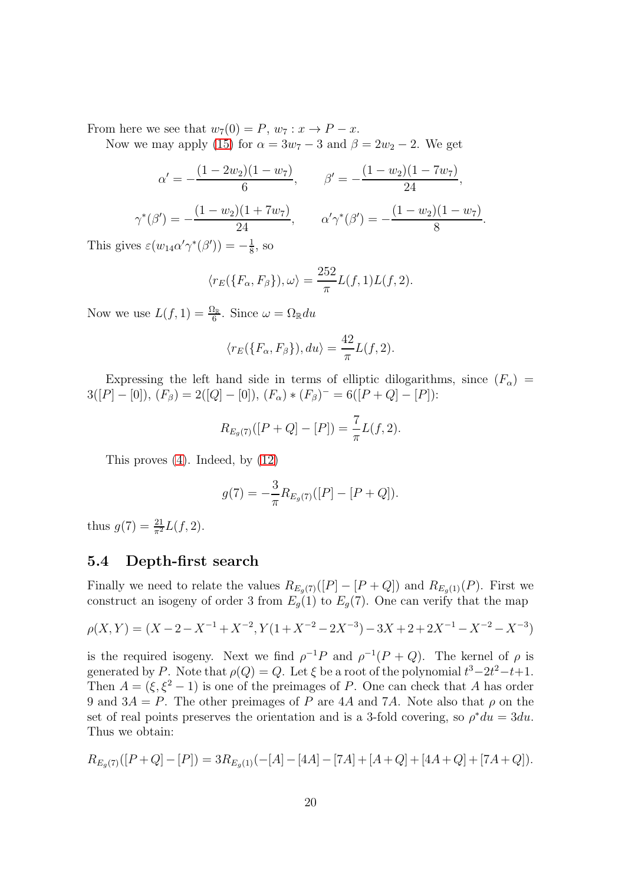From here we see that $w_7(0) = P$, $w_7 : x \to P - x$.

Now we may apply (15) for $\alpha = 3w_7 - 3$ and $\beta = 2w_2 - 2$. We get

$$\alpha' = -\frac{(1-2w_2)(1-w_7)}{6}, \qquad \beta' = -\frac{(1-w_2)(1-7w_7)}{24},$$

$$\gamma^*(\beta') = -\frac{(1-w_2)(1+7w_7)}{24}, \qquad \alpha'\gamma^*(\beta') = -\frac{(1-w_2)(1-w_7)}{8}.$$

This gives $\varepsilon(w_{14}\alpha'\gamma^*(\beta')) = -\frac{1}{8}$, so

$$\langle r_E(\{F_\alpha, F_\beta\}), \omega\rangle = \frac{252}{\pi} L(f,1)L(f,2).$$

Now we use $L(f,1) = \frac{\Omega_{\mathbb{R}}}{6}$. Since $\omega = \Omega_{\mathbb{R}} du$

$$\langle r_E(\{F_\alpha, F_\beta\}), du\rangle = \frac{42}{\pi} L(f,2).$$

Expressing the left hand side in terms of elliptic dilogarithms, since $(F_\alpha) = 3([P] - [0])$, $(F_\beta) = 2([Q] - [0])$, $(F_\alpha) * (F_\beta)^- = 6([P+Q] - [P])$:

$$R_{E_g(7)}([P+Q] - [P]) = \frac{7}{\pi} L(f,2).$$

This proves (4). Indeed, by (12)

$$g(7) = -\frac{3}{\pi} R_{E_g(7)}([P] - [P+Q]).$$

thus $g(7) = \frac{21}{\pi^2} L(f,2)$.

## 5.4 Depth-first search

Finally we need to relate the values $R_{E_g(7)}([P] - [P+Q])$ and $R_{E_g(1)}(P)$. First we construct an isogeny of order 3 from $E_g(1)$ to $E_g(7)$. One can verify that the map

$$\rho(X,Y) = (X - 2 - X^{-1} + X^{-2}, Y(1 + X^{-2} - 2X^{-3}) - 3X + 2 + 2X^{-1} - X^{-2} - X^{-3})$$

is the required isogeny. Next we find $\rho^{-1}P$ and $\rho^{-1}(P+Q)$. The kernel of $\rho$ is generated by $P$. Note that $\rho(Q) = Q$. Let $\xi$ be a root of the polynomial $t^3 - 2t^2 - t + 1$. Then $A = (\xi, \xi^2 - 1)$ is one of the preimages of $P$. One can check that $A$ has order 9 and $3A = P$. The other preimages of $P$ are $4A$ and $7A$. Note also that $\rho$ on the set of real points preserves the orientation and is a 3-fold covering, so $\rho^* du = 3du$. Thus we obtain:

$$R_{E_g(7)}([P+Q] - [P]) = 3R_{E_g(1)}(-[A] - [4A] - [7A] + [A+Q] + [4A+Q] + [7A+Q]).$$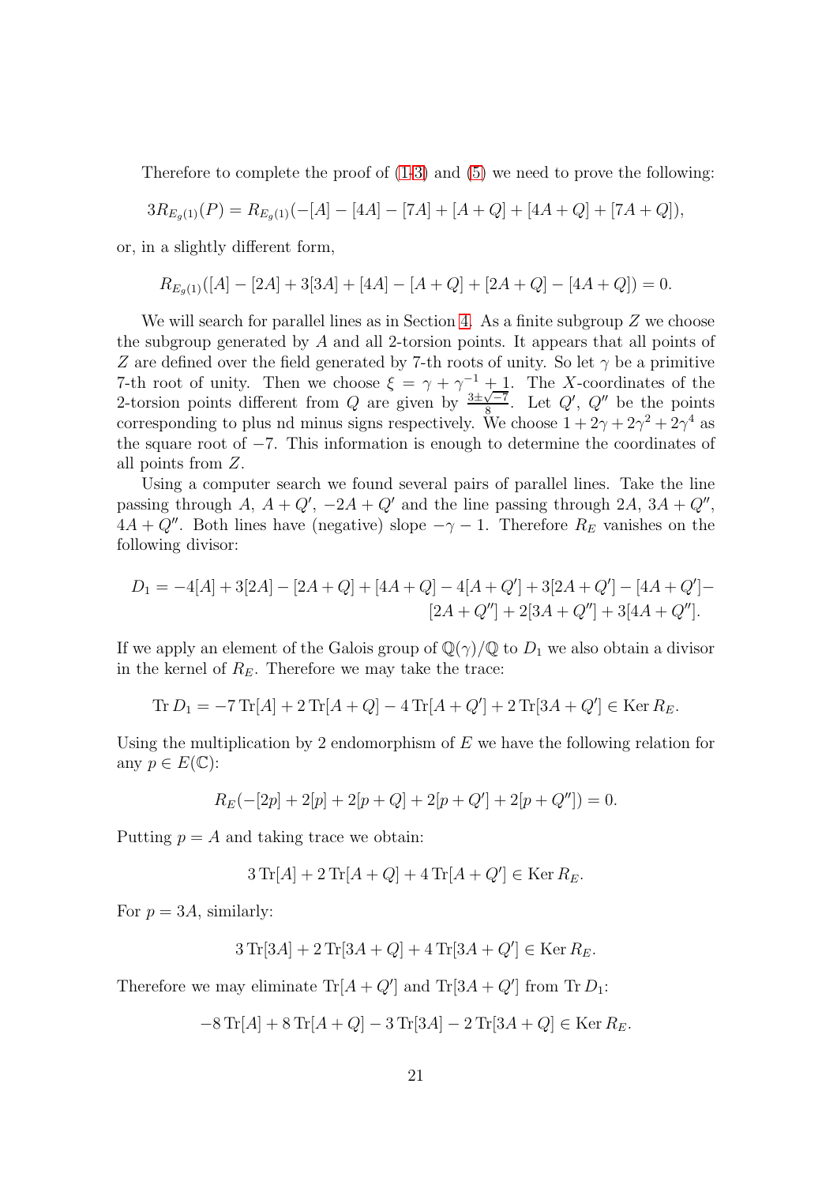Therefore to complete the proof of (1-3) and (5) we need to prove the following:

$$3R_{E_g(1)}(P) = R_{E_g(1)}(-[A] - [4A] - [7A] + [A+Q] + [4A+Q] + [7A+Q]),$$

or, in a slightly different form,

$$R_{E_g(1)}([A] - [2A] + 3[3A] + [4A] - [A+Q] + [2A+Q] - [4A+Q]) = 0.$$

We will search for parallel lines as in Section 4. As a finite subgroup $Z$ we choose the subgroup generated by $A$ and all 2-torsion points. It appears that all points of $Z$ are defined over the field generated by 7-th roots of unity. So let $\gamma$ be a primitive 7-th root of unity. Then we choose $\xi = \gamma + \gamma^{-1} + 1$. The $X$-coordinates of the 2-torsion points different from $Q$ are given by $\frac{3\pm\sqrt{-7}}{8}$. Let $Q'$, $Q''$ be the points corresponding to plus nd minus signs respectively. We choose $1 + 2\gamma + 2\gamma^2 + 2\gamma^4$ as the square root of $-7$. This information is enough to determine the coordinates of all points from $Z$.

Using a computer search we found several pairs of parallel lines. Take the line passing through $A$, $A+Q'$, $-2A+Q'$ and the line passing through $2A$, $3A+Q''$, $4A+Q''$. Both lines have (negative) slope $-\gamma - 1$. Therefore $R_E$ vanishes on the following divisor:

$$D_1 = -4[A] + 3[2A] - [2A+Q] + [4A+Q] - 4[A+Q'] + 3[2A+Q'] - [4A+Q'] - [2A+Q''] + 2[3A+Q''] + 3[4A+Q''].$$

If we apply an element of the Galois group of $\mathbb{Q}(\gamma)/\mathbb{Q}$ to $D_1$ we also obtain a divisor in the kernel of $R_E$. Therefore we may take the trace:

$$\operatorname{Tr} D_1 = -7\operatorname{Tr}[A] + 2\operatorname{Tr}[A+Q] - 4\operatorname{Tr}[A+Q'] + 2\operatorname{Tr}[3A+Q'] \in \operatorname{Ker} R_E.$$

Using the multiplication by 2 endomorphism of $E$ we have the following relation for any $p \in E(\mathbb{C})$:

$$R_E(-[2p] + 2[p] + 2[p+Q] + 2[p+Q'] + 2[p+Q'']) = 0.$$

Putting $p = A$ and taking trace we obtain:

$$3\operatorname{Tr}[A] + 2\operatorname{Tr}[A+Q] + 4\operatorname{Tr}[A+Q'] \in \operatorname{Ker} R_E.$$

For $p = 3A$, similarly:

$$3\operatorname{Tr}[3A] + 2\operatorname{Tr}[3A+Q] + 4\operatorname{Tr}[3A+Q'] \in \operatorname{Ker} R_E.$$

Therefore we may eliminate $\operatorname{Tr}[A+Q']$ and $\operatorname{Tr}[3A+Q']$ from $\operatorname{Tr} D_1$:

$$-8\operatorname{Tr}[A] + 8\operatorname{Tr}[A+Q] - 3\operatorname{Tr}[3A] - 2\operatorname{Tr}[3A+Q] \in \operatorname{Ker} R_E.$$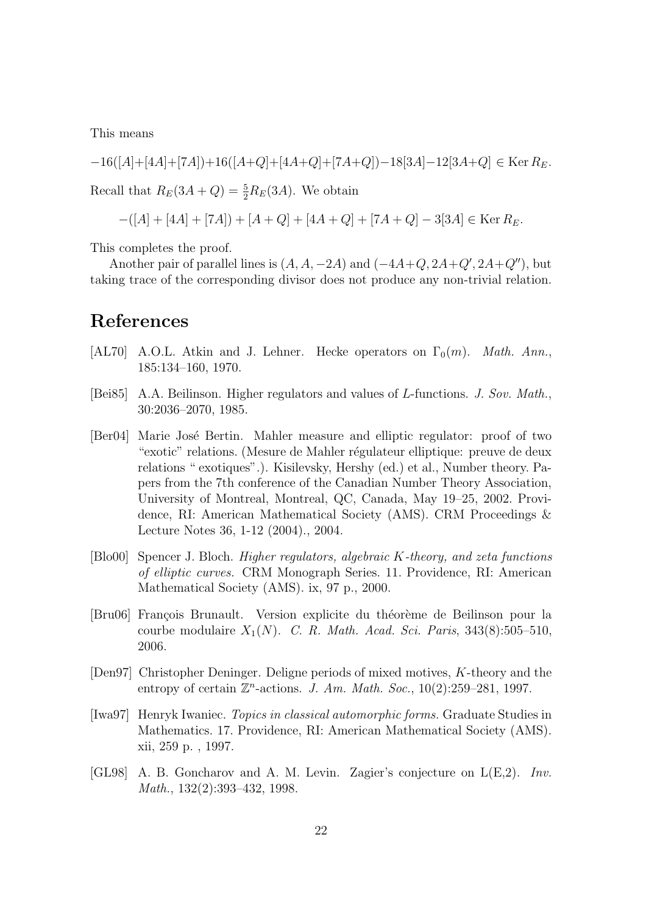This means

$$-16([A]+[4A]+[7A])+16([A+Q]+[4A+Q]+[7A+Q])-18[3A]-12[3A+Q] \in \operatorname{Ker} R_E.$$

Recall that $R_E(3A+Q) = \frac{5}{2} R_E(3A)$. We obtain

$$-([A]+[4A]+[7A]) + [A+Q] + [4A+Q] + [7A+Q] - 3[3A] \in \operatorname{Ker} R_E.$$

This completes the proof.

Another pair of parallel lines is $(A, A, -2A)$ and $(-4A+Q, 2A+Q', 2A+Q'')$, but taking trace of the corresponding divisor does not produce any non-trivial relation.

# References

[AL70] A.O.L. Atkin and J. Lehner. Hecke operators on $\Gamma_0(m)$. *Math. Ann.*, 185:134–160, 1970.

[Bei85] A.A. Beilinson. Higher regulators and values of $L$-functions. *J. Sov. Math.*, 30:2036–2070, 1985.

[Ber04] Marie José Bertin. Mahler measure and elliptic regulator: proof of two "exotic" relations. (Mesure de Mahler régulateur elliptique: preuve de deux relations " exotiques".). Kisilevsky, Hershy (ed.) et al., Number theory. Papers from the 7th conference of the Canadian Number Theory Association, University of Montreal, Montreal, QC, Canada, May 19–25, 2002. Providence, RI: American Mathematical Society (AMS). CRM Proceedings & Lecture Notes 36, 1-12 (2004)., 2004.

[Blo00] Spencer J. Bloch. *Higher regulators, algebraic $K$-theory, and zeta functions of elliptic curves.* CRM Monograph Series. 11. Providence, RI: American Mathematical Society (AMS). ix, 97 p., 2000.

[Bru06] François Brunault. Version explicite du théorème de Beilinson pour la courbe modulaire $X_1(N)$. *C. R. Math. Acad. Sci. Paris*, 343(8):505–510, 2006.

[Den97] Christopher Deninger. Deligne periods of mixed motives, $K$-theory and the entropy of certain $\mathbb{Z}^n$-actions. *J. Am. Math. Soc.*, 10(2):259–281, 1997.

[Iwa97] Henryk Iwaniec. *Topics in classical automorphic forms.* Graduate Studies in Mathematics. 17. Providence, RI: American Mathematical Society (AMS). xii, 259 p. , 1997.

[GL98] A. B. Goncharov and A. M. Levin. Zagier's conjecture on L(E,2). *Inv. Math.*, 132(2):393–432, 1998.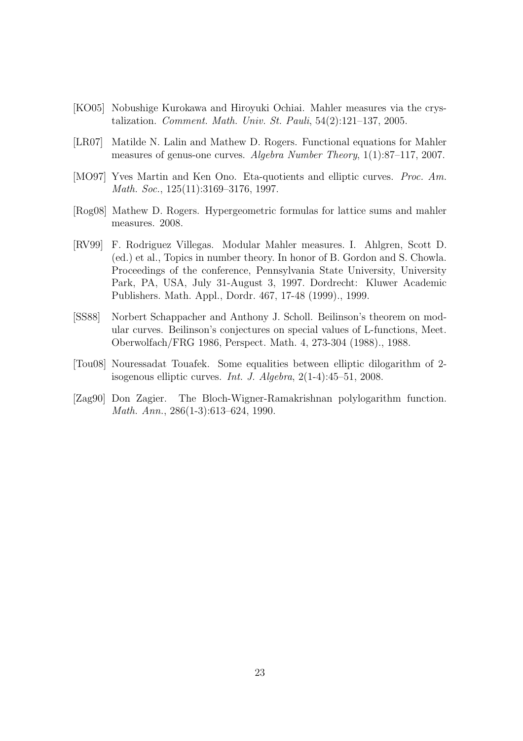- [KO05] Nobushige Kurokawa and Hiroyuki Ochiai. Mahler measures via the crystalization. *Comment. Math. Univ. St. Pauli*, 54(2):121–137, 2005.
- [LR07] Matilde N. Lalin and Mathew D. Rogers. Functional equations for Mahler measures of genus-one curves. *Algebra Number Theory*, 1(1):87–117, 2007.
- [MO97] Yves Martin and Ken Ono. Eta-quotients and elliptic curves. *Proc. Am. Math. Soc.*, 125(11):3169–3176, 1997.
- [Rog08] Mathew D. Rogers. Hypergeometric formulas for lattice sums and mahler measures. 2008.
- [RV99] F. Rodriguez Villegas. Modular Mahler measures. I. Ahlgren, Scott D. (ed.) et al., Topics in number theory. In honor of B. Gordon and S. Chowla. Proceedings of the conference, Pennsylvania State University, University Park, PA, USA, July 31-August 3, 1997. Dordrecht: Kluwer Academic Publishers. Math. Appl., Dordr. 467, 17-48 (1999)., 1999.
- [SS88] Norbert Schappacher and Anthony J. Scholl. Beilinson's theorem on modular curves. Beilinson's conjectures on special values of L-functions, Meet. Oberwolfach/FRG 1986, Perspect. Math. 4, 273-304 (1988)., 1988.
- [Tou08] Nouressadat Touafek. Some equalities between elliptic dilogarithm of 2-isogenous elliptic curves. *Int. J. Algebra*, 2(1-4):45–51, 2008.
- [Zag90] Don Zagier. The Bloch-Wigner-Ramakrishnan polylogarithm function. *Math. Ann.*, 286(1-3):613–624, 1990.